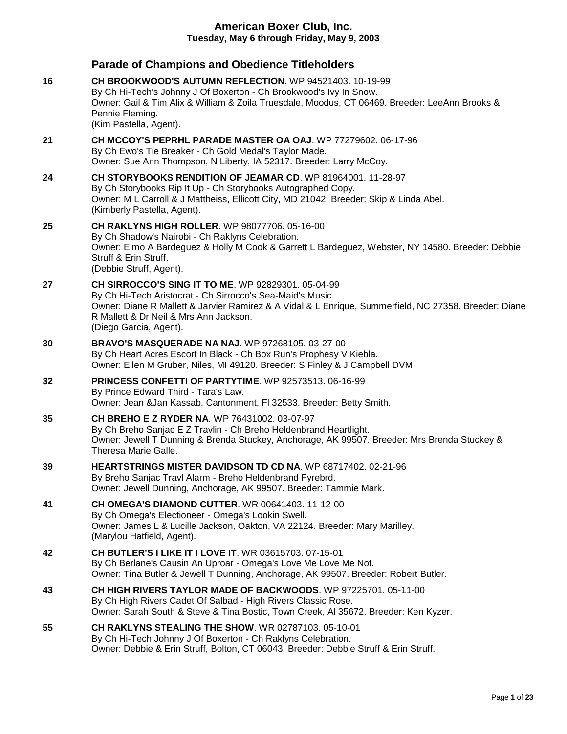# American Boxer Club, Inc.

**Tuesday, May 6 through Friday, May 9, 2003**

## Parade of Champions and Obedience Titleholders

**16** **CH BROOKWOOD'S AUTUMN REFLECTION**. WP 94521403. 10-19-99
By Ch Hi-Tech's Johnny J Of Boxerton - Ch Brookwood's Ivy In Snow.
Owner: Gail & Tim Alix & William & Zoila Truesdale, Moodus, CT 06469. Breeder: LeeAnn Brooks & Pennie Fleming.
(Kim Pastella, Agent).

**21** **CH MCCOY'S PEPRHL PARADE MASTER OA OAJ**. WP 77279602. 06-17-96
By Ch Ewo's Tie Breaker - Ch Gold Medal's Taylor Made.
Owner: Sue Ann Thompson, N Liberty, IA 52317. Breeder: Larry McCoy.

**24** **CH STORYBOOKS RENDITION OF JEAMAR CD**. WP 81964001. 11-28-97
By Ch Storybooks Rip It Up - Ch Storybooks Autographed Copy.
Owner: M L Carroll & J Mattheiss, Ellicott City, MD 21042. Breeder: Skip & Linda Abel.
(Kimberly Pastella, Agent).

**25** **CH RAKLYNS HIGH ROLLER**. WP 98077706. 05-16-00
By Ch Shadow's Nairobi - Ch Raklyns Celebration.
Owner: Elmo A Bardeguez & Holly M Cook & Garrett L Bardeguez, Webster, NY 14580. Breeder: Debbie Struff & Erin Struff.
(Debbie Struff, Agent).

**27** **CH SIRROCCO'S SING IT TO ME**. WP 92829301. 05-04-99
By Ch Hi-Tech Aristocrat - Ch Sirrocco's Sea-Maid's Music.
Owner: Diane R Mallett & Jarvier Ramirez & A Vidal & L Enrique, Summerfield, NC 27358. Breeder: Diane R Mallett & Dr Neil & Mrs Ann Jackson.
(Diego Garcia, Agent).

**30** **BRAVO'S MASQUERADE NA NAJ**. WP 97268105. 03-27-00
By Ch Heart Acres Escort In Black - Ch Box Run's Prophesy V Kiebla.
Owner: Ellen M Gruber, Niles, MI 49120. Breeder: S Finley & J Campbell DVM.

**32** **PRINCESS CONFETTI OF PARTYTIME**. WP 92573513. 06-16-99
By Prince Edward Third - Tara's Law.
Owner: Jean &Jan Kassab, Cantonment, Fl 32533. Breeder: Betty Smith.

**35** **CH BREHO E Z RYDER NA**. WP 76431002. 03-07-97
By Ch Breho Sanjac E Z Travlin - Ch Breho Heldenbrand Heartlight.
Owner: Jewell T Dunning & Brenda Stuckey, Anchorage, AK 99507. Breeder: Mrs Brenda Stuckey & Theresa Marie Galle.

**39** **HEARTSTRINGS MISTER DAVIDSON TD CD NA**. WP 68717402. 02-21-96
By Breho Sanjac Travl Alarm - Breho Heldenbrand Fyrebrd.
Owner: Jewell Dunning, Anchorage, AK 99507. Breeder: Tammie Mark.

**41** **CH OMEGA'S DIAMOND CUTTER**. WR 00641403. 11-12-00
By Ch Omega's Electioneer - Omega's Lookin Swell.
Owner: James L & Lucille Jackson, Oakton, VA 22124. Breeder: Mary Marilley.
(Marylou Hatfield, Agent).

**42** **CH BUTLER'S I LIKE IT I LOVE IT**. WR 03615703. 07-15-01
By Ch Berlane's Causin An Uproar - Omega's Love Me Love Me Not.
Owner: Tina Butler & Jewell T Dunning, Anchorage, AK 99507. Breeder: Robert Butler.

**43** **CH HIGH RIVERS TAYLOR MADE OF BACKWOODS**. WP 97225701. 05-11-00
By Ch High Rivers Cadet Of Salbad - High Rivers Classic Rose.
Owner: Sarah South & Steve & Tina Bostic, Town Creek, Al 35672. Breeder: Ken Kyzer.

**55** **CH RAKLYNS STEALING THE SHOW**. WR 02787103. 05-10-01
By Ch Hi-Tech Johnny J Of Boxerton - Ch Raklyns Celebration.
Owner: Debbie & Erin Struff, Bolton, CT 06043. Breeder: Debbie Struff & Erin Struff.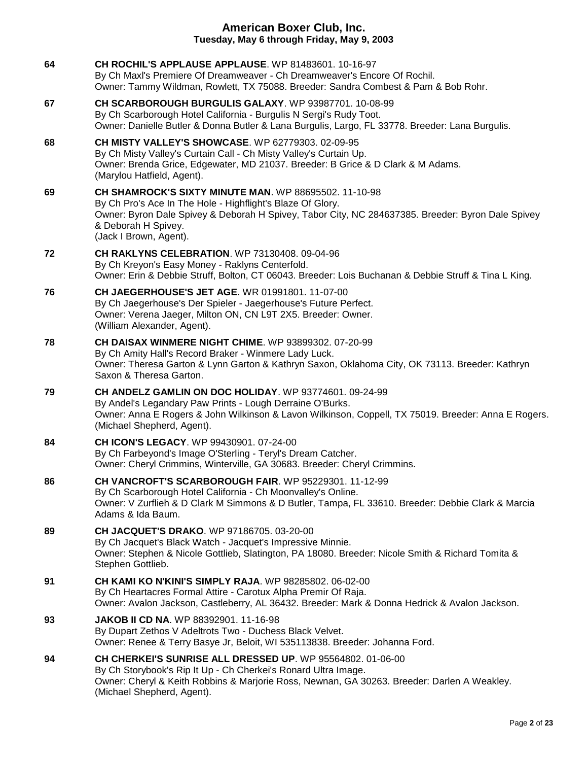**64** **CH ROCHIL'S APPLAUSE APPLAUSE**. WP 81483601. 10-16-97
By Ch Maxl's Premiere Of Dreamweaver - Ch Dreamweaver's Encore Of Rochil.
Owner: Tammy Wildman, Rowlett, TX 75088. Breeder: Sandra Combest & Pam & Bob Rohr.

**67** **CH SCARBOROUGH BURGULIS GALAXY**. WP 93987701. 10-08-99
By Ch Scarborough Hotel California - Burgulis N Sergi's Rudy Toot.
Owner: Danielle Butler & Donna Butler & Lana Burgulis, Largo, FL 33778. Breeder: Lana Burgulis.

**68** **CH MISTY VALLEY'S SHOWCASE**. WP 62779303. 02-09-95
By Ch Misty Valley's Curtain Call - Ch Misty Valley's Curtain Up.
Owner: Brenda Grice, Edgewater, MD 21037. Breeder: B Grice & D Clark & M Adams.
(Marylou Hatfield, Agent).

**69** **CH SHAMROCK'S SIXTY MINUTE MAN**. WP 88695502. 11-10-98
By Ch Pro's Ace In The Hole - Highflight's Blaze Of Glory.
Owner: Byron Dale Spivey & Deborah H Spivey, Tabor City, NC 284637385. Breeder: Byron Dale Spivey & Deborah H Spivey.
(Jack I Brown, Agent).

**72** **CH RAKLYNS CELEBRATION**. WP 73130408. 09-04-96
By Ch Kreyon's Easy Money - Raklyns Centerfold.
Owner: Erin & Debbie Struff, Bolton, CT 06043. Breeder: Lois Buchanan & Debbie Struff & Tina L King.

**76** **CH JAEGERHOUSE'S JET AGE**. WR 01991801. 11-07-00
By Ch Jaegerhouse's Der Spieler - Jaegerhouse's Future Perfect.
Owner: Verena Jaeger, Milton ON, CN L9T 2X5. Breeder: Owner.
(William Alexander, Agent).

**78** **CH DAISAX WINMERE NIGHT CHIME**. WP 93899302. 07-20-99
By Ch Amity Hall's Record Braker - Winmere Lady Luck.
Owner: Theresa Garton & Lynn Garton & Kathryn Saxon, Oklahoma City, OK 73113. Breeder: Kathryn Saxon & Theresa Garton.

**79** **CH ANDELZ GAMLIN ON DOC HOLIDAY**. WP 93774601. 09-24-99
By Andel's Legandary Paw Prints - Lough Derraine O'Burks.
Owner: Anna E Rogers & John Wilkinson & Lavon Wilkinson, Coppell, TX 75019. Breeder: Anna E Rogers.
(Michael Shepherd, Agent).

**84** **CH ICON'S LEGACY**. WP 99430901. 07-24-00
By Ch Farbeyond's Image O'Sterling - Teryl's Dream Catcher.
Owner: Cheryl Crimmins, Winterville, GA 30683. Breeder: Cheryl Crimmins.

**86** **CH VANCROFT'S SCARBOROUGH FAIR**. WP 95229301. 11-12-99
By Ch Scarborough Hotel California - Ch Moonvalley's Online.
Owner: V Zurflieh & D Clark M Simmons & D Butler, Tampa, FL 33610. Breeder: Debbie Clark & Marcia Adams & Ida Baum.

**89** **CH JACQUET'S DRAKO**. WP 97186705. 03-20-00
By Ch Jacquet's Black Watch - Jacquet's Impressive Minnie.
Owner: Stephen & Nicole Gottlieb, Slatington, PA 18080. Breeder: Nicole Smith & Richard Tomita & Stephen Gottlieb.

**91** **CH KAMI KO N'KINI'S SIMPLY RAJA**. WP 98285802. 06-02-00
By Ch Heartacres Formal Attire - Carotux Alpha Premir Of Raja.
Owner: Avalon Jackson, Castleberry, AL 36432. Breeder: Mark & Donna Hedrick & Avalon Jackson.

**93** **JAKOB II CD NA**. WP 88392901. 11-16-98
By Dupart Zethos V Adeltrots Two - Duchess Black Velvet.
Owner: Renee & Terry Basye Jr, Beloit, WI 535113838. Breeder: Johanna Ford.

**94** **CH CHERKEI'S SUNRISE ALL DRESSED UP**. WP 95564802. 01-06-00
By Ch Storybook's Rip It Up - Ch Cherkei's Ronard Ultra Image.
Owner: Cheryl & Keith Robbins & Marjorie Ross, Newnan, GA 30263. Breeder: Darlen A Weakley.
(Michael Shepherd, Agent).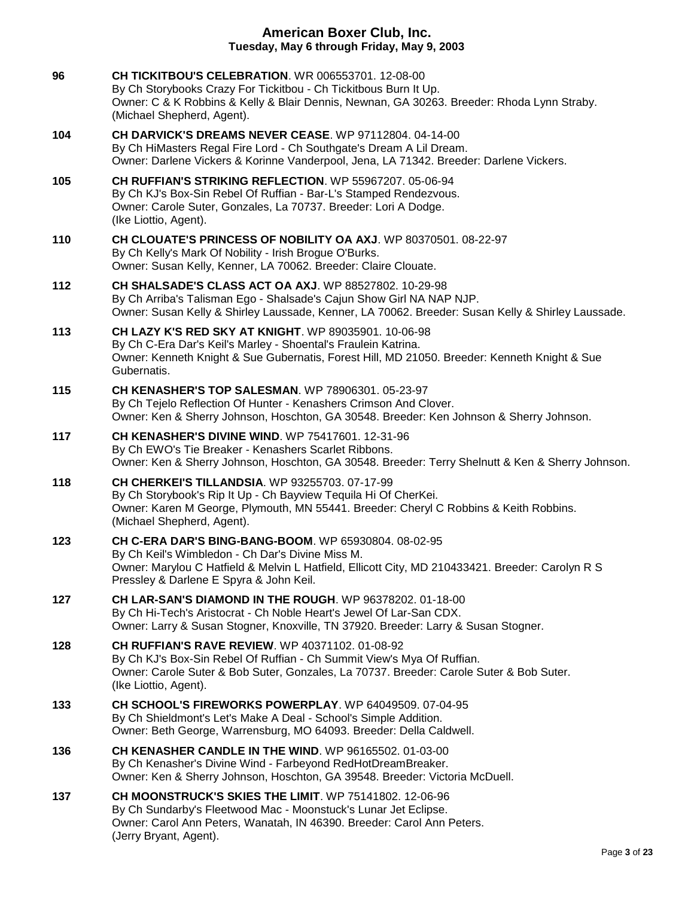**96** **CH TICKITBOU'S CELEBRATION**. WR 006553701. 12-08-00
By Ch Storybooks Crazy For Tickitbou - Ch Tickitbous Burn It Up.
Owner: C & K Robbins & Kelly & Blair Dennis, Newnan, GA 30263. Breeder: Rhoda Lynn Straby.
(Michael Shepherd, Agent).

**104** **CH DARVICK'S DREAMS NEVER CEASE**. WP 97112804. 04-14-00
By Ch HiMasters Regal Fire Lord - Ch Southgate's Dream A Lil Dream.
Owner: Darlene Vickers & Korinne Vanderpool, Jena, LA 71342. Breeder: Darlene Vickers.

**105** **CH RUFFIAN'S STRIKING REFLECTION**. WP 55967207. 05-06-94
By Ch KJ's Box-Sin Rebel Of Ruffian - Bar-L's Stamped Rendezvous.
Owner: Carole Suter, Gonzales, La 70737. Breeder: Lori A Dodge.
(Ike Liottio, Agent).

**110** **CH CLOUATE'S PRINCESS OF NOBILITY OA AXJ**. WP 80370501. 08-22-97
By Ch Kelly's Mark Of Nobility - Irish Brogue O'Burks.
Owner: Susan Kelly, Kenner, LA 70062. Breeder: Claire Clouate.

**112** **CH SHALSADE'S CLASS ACT OA AXJ**. WP 88527802. 10-29-98
By Ch Arriba's Talisman Ego - Shalsade's Cajun Show Girl NA NAP NJP.
Owner: Susan Kelly & Shirley Laussade, Kenner, LA 70062. Breeder: Susan Kelly & Shirley Laussade.

**113** **CH LAZY K'S RED SKY AT KNIGHT**. WP 89035901. 10-06-98
By Ch C-Era Dar's Keil's Marley - Shoental's Fraulein Katrina.
Owner: Kenneth Knight & Sue Gubernatis, Forest Hill, MD 21050. Breeder: Kenneth Knight & Sue Gubernatis.

**115** **CH KENASHER'S TOP SALESMAN**. WP 78906301. 05-23-97
By Ch Tejelo Reflection Of Hunter - Kenashers Crimson And Clover.
Owner: Ken & Sherry Johnson, Hoschton, GA 30548. Breeder: Ken Johnson & Sherry Johnson.

**117** **CH KENASHER'S DIVINE WIND**. WP 75417601. 12-31-96
By Ch EWO's Tie Breaker - Kenashers Scarlet Ribbons.
Owner: Ken & Sherry Johnson, Hoschton, GA 30548. Breeder: Terry Shelnutt & Ken & Sherry Johnson.

**118** **CH CHERKEI'S TILLANDSIA**. WP 93255703. 07-17-99
By Ch Storybook's Rip It Up - Ch Bayview Tequila Hi Of CherKei.
Owner: Karen M George, Plymouth, MN 55441. Breeder: Cheryl C Robbins & Keith Robbins.
(Michael Shepherd, Agent).

**123** **CH C-ERA DAR'S BING-BANG-BOOM**. WP 65930804. 08-02-95
By Ch Keil's Wimbledon - Ch Dar's Divine Miss M.
Owner: Marylou C Hatfield & Melvin L Hatfield, Ellicott City, MD 210433421. Breeder: Carolyn R S Pressley & Darlene E Spyra & John Keil.

**127** **CH LAR-SAN'S DIAMOND IN THE ROUGH**. WP 96378202. 01-18-00
By Ch Hi-Tech's Aristocrat - Ch Noble Heart's Jewel Of Lar-San CDX.
Owner: Larry & Susan Stogner, Knoxville, TN 37920. Breeder: Larry & Susan Stogner.

**128** **CH RUFFIAN'S RAVE REVIEW**. WP 40371102. 01-08-92
By Ch KJ's Box-Sin Rebel Of Ruffian - Ch Summit View's Mya Of Ruffian.
Owner: Carole Suter & Bob Suter, Gonzales, La 70737. Breeder: Carole Suter & Bob Suter.
(Ike Liottio, Agent).

**133** **CH SCHOOL'S FIREWORKS POWERPLAY**. WP 64049509. 07-04-95
By Ch Shieldmont's Let's Make A Deal - School's Simple Addition.
Owner: Beth George, Warrensburg, MO 64093. Breeder: Della Caldwell.

**136** **CH KENASHER CANDLE IN THE WIND**. WP 96165502. 01-03-00
By Ch Kenasher's Divine Wind - Farbeyond RedHotDreamBreaker.
Owner: Ken & Sherry Johnson, Hoschton, GA 39548. Breeder: Victoria McDuell.

**137** **CH MOONSTRUCK'S SKIES THE LIMIT**. WP 75141802. 12-06-96
By Ch Sundarby's Fleetwood Mac - Moonstuck's Lunar Jet Eclipse.
Owner: Carol Ann Peters, Wanatah, IN 46390. Breeder: Carol Ann Peters.
(Jerry Bryant, Agent).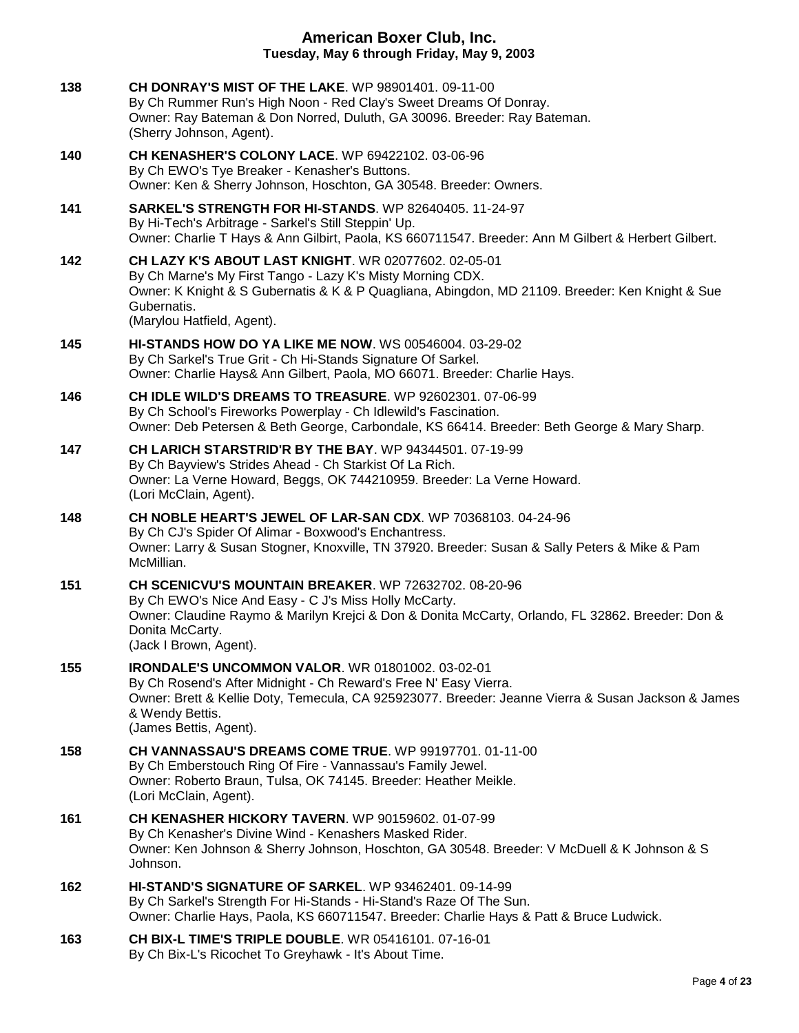**138** **CH DONRAY'S MIST OF THE LAKE**. WP 98901401. 09-11-00
By Ch Rummer Run's High Noon - Red Clay's Sweet Dreams Of Donray.
Owner: Ray Bateman & Don Norred, Duluth, GA 30096. Breeder: Ray Bateman.
(Sherry Johnson, Agent).

**140** **CH KENASHER'S COLONY LACE**. WP 69422102. 03-06-96
By Ch EWO's Tye Breaker - Kenasher's Buttons.
Owner: Ken & Sherry Johnson, Hoschton, GA 30548. Breeder: Owners.

**141** **SARKEL'S STRENGTH FOR HI-STANDS**. WP 82640405. 11-24-97
By Hi-Tech's Arbitrage - Sarkel's Still Steppin' Up.
Owner: Charlie T Hays & Ann Gilbirt, Paola, KS 660711547. Breeder: Ann M Gilbert & Herbert Gilbert.

**142** **CH LAZY K'S ABOUT LAST KNIGHT**. WR 02077602. 02-05-01
By Ch Marne's My First Tango - Lazy K's Misty Morning CDX.
Owner: K Knight & S Gubernatis & K & P Quagliana, Abingdon, MD 21109. Breeder: Ken Knight & Sue Gubernatis.
(Marylou Hatfield, Agent).

**145** **HI-STANDS HOW DO YA LIKE ME NOW**. WS 00546004. 03-29-02
By Ch Sarkel's True Grit - Ch Hi-Stands Signature Of Sarkel.
Owner: Charlie Hays& Ann Gilbert, Paola, MO 66071. Breeder: Charlie Hays.

**146** **CH IDLE WILD'S DREAMS TO TREASURE**. WP 92602301. 07-06-99
By Ch School's Fireworks Powerplay - Ch Idlewild's Fascination.
Owner: Deb Petersen & Beth George, Carbondale, KS 66414. Breeder: Beth George & Mary Sharp.

**147** **CH LARICH STARSTRID'R BY THE BAY**. WP 94344501. 07-19-99
By Ch Bayview's Strides Ahead - Ch Starkist Of La Rich.
Owner: La Verne Howard, Beggs, OK 744210959. Breeder: La Verne Howard.
(Lori McClain, Agent).

**148** **CH NOBLE HEART'S JEWEL OF LAR-SAN CDX**. WP 70368103. 04-24-96
By Ch CJ's Spider Of Alimar - Boxwood's Enchantress.
Owner: Larry & Susan Stogner, Knoxville, TN 37920. Breeder: Susan & Sally Peters & Mike & Pam McMillian.

**151** **CH SCENICVU'S MOUNTAIN BREAKER**. WP 72632702. 08-20-96
By Ch EWO's Nice And Easy - C J's Miss Holly McCarty.
Owner: Claudine Raymo & Marilyn Krejci & Don & Donita McCarty, Orlando, FL 32862. Breeder: Don & Donita McCarty.
(Jack I Brown, Agent).

**155** **IRONDALE'S UNCOMMON VALOR**. WR 01801002. 03-02-01
By Ch Rosend's After Midnight - Ch Reward's Free N' Easy Vierra.
Owner: Brett & Kellie Doty, Temecula, CA 925923077. Breeder: Jeanne Vierra & Susan Jackson & James & Wendy Bettis.
(James Bettis, Agent).

**158** **CH VANNASSAU'S DREAMS COME TRUE**. WP 99197701. 01-11-00
By Ch Emberstouch Ring Of Fire - Vannassau's Family Jewel.
Owner: Roberto Braun, Tulsa, OK 74145. Breeder: Heather Meikle.
(Lori McClain, Agent).

**161** **CH KENASHER HICKORY TAVERN**. WP 90159602. 01-07-99
By Ch Kenasher's Divine Wind - Kenashers Masked Rider.
Owner: Ken Johnson & Sherry Johnson, Hoschton, GA 30548. Breeder: V McDuell & K Johnson & S Johnson.

**162** **HI-STAND'S SIGNATURE OF SARKEL**. WP 93462401. 09-14-99
By Ch Sarkel's Strength For Hi-Stands - Hi-Stand's Raze Of The Sun.
Owner: Charlie Hays, Paola, KS 660711547. Breeder: Charlie Hays & Patt & Bruce Ludwick.

**163** **CH BIX-L TIME'S TRIPLE DOUBLE**. WR 05416101. 07-16-01
By Ch Bix-L's Ricochet To Greyhawk - It's About Time.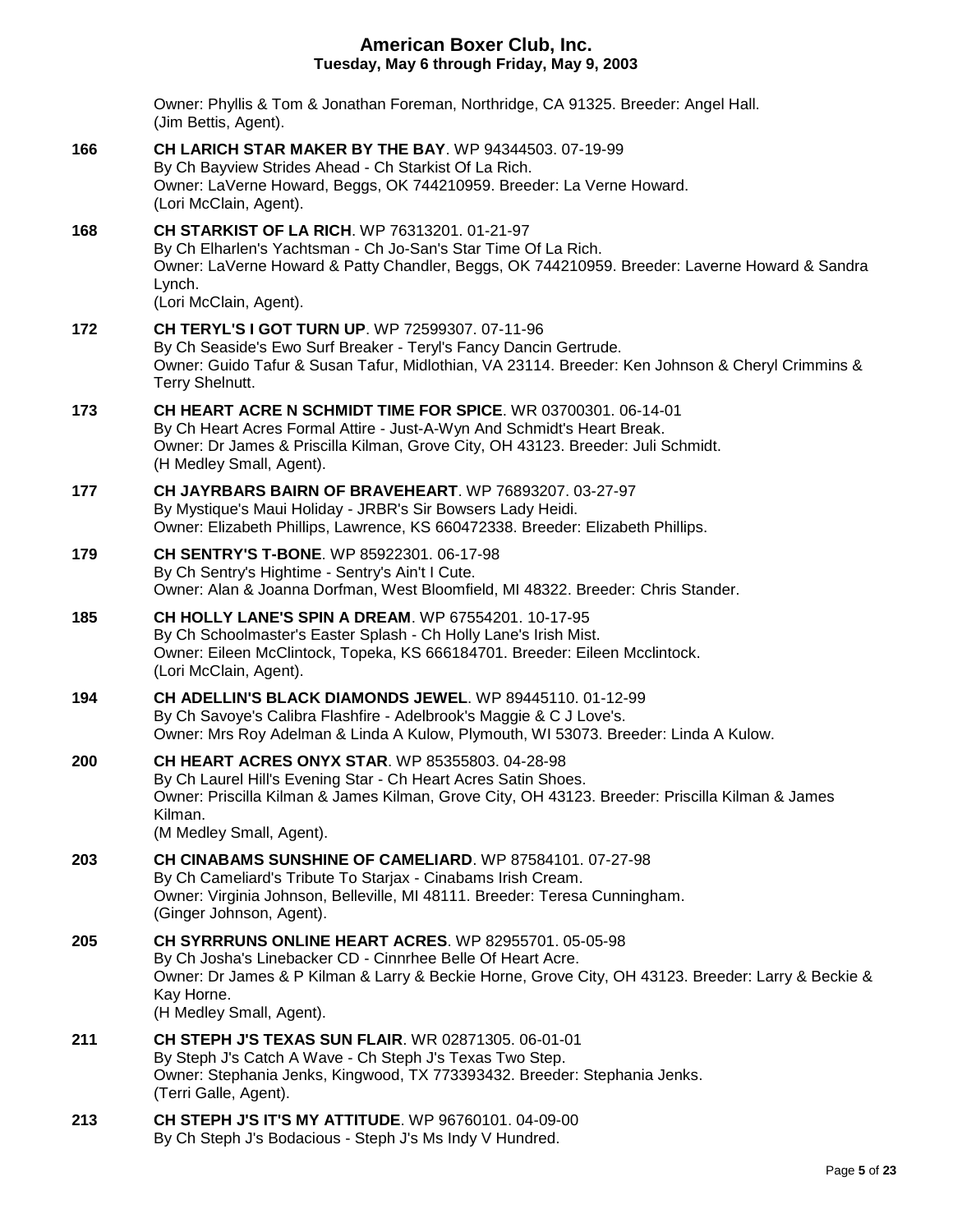Owner: Phyllis & Tom & Jonathan Foreman, Northridge, CA 91325. Breeder: Angel Hall.
(Jim Bettis, Agent).

**166** **CH LARICH STAR MAKER BY THE BAY**. WP 94344503. 07-19-99
By Ch Bayview Strides Ahead - Ch Starkist Of La Rich.
Owner: LaVerne Howard, Beggs, OK 744210959. Breeder: La Verne Howard.
(Lori McClain, Agent).

**168** **CH STARKIST OF LA RICH**. WP 76313201. 01-21-97
By Ch Elharlen's Yachtsman - Ch Jo-San's Star Time Of La Rich.
Owner: LaVerne Howard & Patty Chandler, Beggs, OK 744210959. Breeder: Laverne Howard & Sandra Lynch.
(Lori McClain, Agent).

**172** **CH TERYL'S I GOT TURN UP**. WP 72599307. 07-11-96
By Ch Seaside's Ewo Surf Breaker - Teryl's Fancy Dancin Gertrude.
Owner: Guido Tafur & Susan Tafur, Midlothian, VA 23114. Breeder: Ken Johnson & Cheryl Crimmins & Terry Shelnutt.

**173** **CH HEART ACRE N SCHMIDT TIME FOR SPICE**. WR 03700301. 06-14-01
By Ch Heart Acres Formal Attire - Just-A-Wyn And Schmidt's Heart Break.
Owner: Dr James & Priscilla Kilman, Grove City, OH 43123. Breeder: Juli Schmidt.
(H Medley Small, Agent).

**177** **CH JAYRBARS BAIRN OF BRAVEHEART**. WP 76893207. 03-27-97
By Mystique's Maui Holiday - JRBR's Sir Bowsers Lady Heidi.
Owner: Elizabeth Phillips, Lawrence, KS 660472338. Breeder: Elizabeth Phillips.

**179** **CH SENTRY'S T-BONE**. WP 85922301. 06-17-98
By Ch Sentry's Hightime - Sentry's Ain't I Cute.
Owner: Alan & Joanna Dorfman, West Bloomfield, MI 48322. Breeder: Chris Stander.

**185** **CH HOLLY LANE'S SPIN A DREAM**. WP 67554201. 10-17-95
By Ch Schoolmaster's Easter Splash - Ch Holly Lane's Irish Mist.
Owner: Eileen McClintock, Topeka, KS 666184701. Breeder: Eileen Mcclintock.
(Lori McClain, Agent).

**194** **CH ADELLIN'S BLACK DIAMONDS JEWEL**. WP 89445110. 01-12-99
By Ch Savoye's Calibra Flashfire - Adelbrook's Maggie & C J Love's.
Owner: Mrs Roy Adelman & Linda A Kulow, Plymouth, WI 53073. Breeder: Linda A Kulow.

**200** **CH HEART ACRES ONYX STAR**. WP 85355803. 04-28-98
By Ch Laurel Hill's Evening Star - Ch Heart Acres Satin Shoes.
Owner: Priscilla Kilman & James Kilman, Grove City, OH 43123. Breeder: Priscilla Kilman & James Kilman.
(M Medley Small, Agent).

**203** **CH CINABAMS SUNSHINE OF CAMELIARD**. WP 87584101. 07-27-98
By Ch Cameliard's Tribute To Starjax - Cinabams Irish Cream.
Owner: Virginia Johnson, Belleville, MI 48111. Breeder: Teresa Cunningham.
(Ginger Johnson, Agent).

**205** **CH SYRRRUNS ONLINE HEART ACRES**. WP 82955701. 05-05-98
By Ch Josha's Linebacker CD - Cinnrhee Belle Of Heart Acre.
Owner: Dr James & P Kilman & Larry & Beckie Horne, Grove City, OH 43123. Breeder: Larry & Beckie & Kay Horne.
(H Medley Small, Agent).

**211** **CH STEPH J'S TEXAS SUN FLAIR**. WR 02871305. 06-01-01
By Steph J's Catch A Wave - Ch Steph J's Texas Two Step.
Owner: Stephania Jenks, Kingwood, TX 773393432. Breeder: Stephania Jenks.
(Terri Galle, Agent).

**213** **CH STEPH J'S IT'S MY ATTITUDE**. WP 96760101. 04-09-00
By Ch Steph J's Bodacious - Steph J's Ms Indy V Hundred.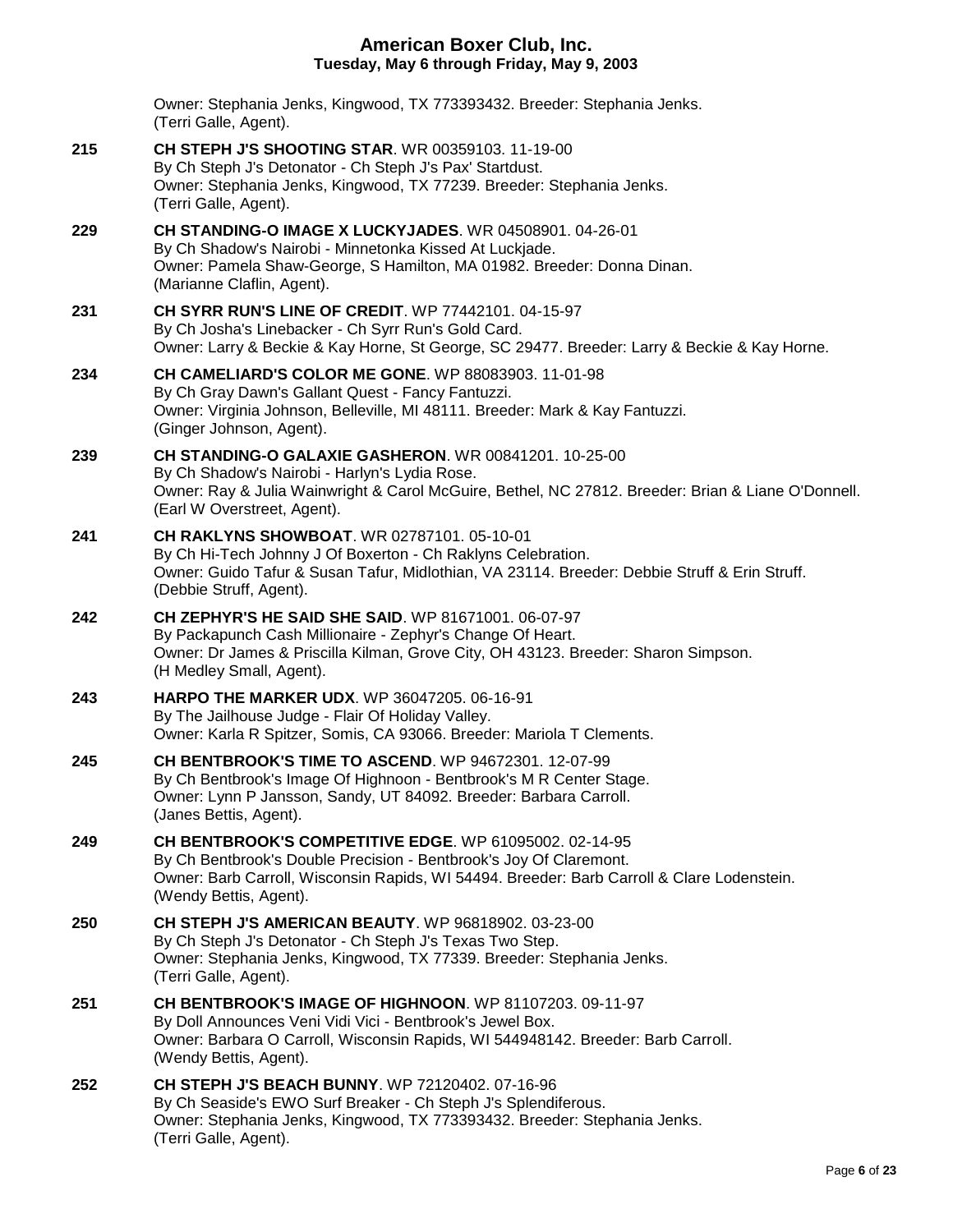Owner: Stephania Jenks, Kingwood, TX 773393432. Breeder: Stephania Jenks.
(Terri Galle, Agent).

**215** **CH STEPH J'S SHOOTING STAR**. WR 00359103. 11-19-00
By Ch Steph J's Detonator - Ch Steph J's Pax' Startdust.
Owner: Stephania Jenks, Kingwood, TX 77239. Breeder: Stephania Jenks.
(Terri Galle, Agent).

**229** **CH STANDING-O IMAGE X LUCKYJADES**. WR 04508901. 04-26-01
By Ch Shadow's Nairobi - Minnetonka Kissed At Luckjade.
Owner: Pamela Shaw-George, S Hamilton, MA 01982. Breeder: Donna Dinan.
(Marianne Claflin, Agent).

**231** **CH SYRR RUN'S LINE OF CREDIT**. WP 77442101. 04-15-97
By Ch Josha's Linebacker - Ch Syrr Run's Gold Card.
Owner: Larry & Beckie & Kay Horne, St George, SC 29477. Breeder: Larry & Beckie & Kay Horne.

**234** **CH CAMELIARD'S COLOR ME GONE**. WP 88083903. 11-01-98
By Ch Gray Dawn's Gallant Quest - Fancy Fantuzzi.
Owner: Virginia Johnson, Belleville, MI 48111. Breeder: Mark & Kay Fantuzzi.
(Ginger Johnson, Agent).

**239** **CH STANDING-O GALAXIE GASHERON**. WR 00841201. 10-25-00
By Ch Shadow's Nairobi - Harlyn's Lydia Rose.
Owner: Ray & Julia Wainwright & Carol McGuire, Bethel, NC 27812. Breeder: Brian & Liane O'Donnell.
(Earl W Overstreet, Agent).

**241** **CH RAKLYNS SHOWBOAT**. WR 02787101. 05-10-01
By Ch Hi-Tech Johnny J Of Boxerton - Ch Raklyns Celebration.
Owner: Guido Tafur & Susan Tafur, Midlothian, VA 23114. Breeder: Debbie Struff & Erin Struff.
(Debbie Struff, Agent).

**242** **CH ZEPHYR'S HE SAID SHE SAID**. WP 81671001. 06-07-97
By Packapunch Cash Millionaire - Zephyr's Change Of Heart.
Owner: Dr James & Priscilla Kilman, Grove City, OH 43123. Breeder: Sharon Simpson.
(H Medley Small, Agent).

**243** **HARPO THE MARKER UDX**. WP 36047205. 06-16-91
By The Jailhouse Judge - Flair Of Holiday Valley.
Owner: Karla R Spitzer, Somis, CA 93066. Breeder: Mariola T Clements.

**245** **CH BENTBROOK'S TIME TO ASCEND**. WP 94672301. 12-07-99
By Ch Bentbrook's Image Of Highnoon - Bentbrook's M R Center Stage.
Owner: Lynn P Jansson, Sandy, UT 84092. Breeder: Barbara Carroll.
(Janes Bettis, Agent).

**249** **CH BENTBROOK'S COMPETITIVE EDGE**. WP 61095002. 02-14-95
By Ch Bentbrook's Double Precision - Bentbrook's Joy Of Claremont.
Owner: Barb Carroll, Wisconsin Rapids, WI 54494. Breeder: Barb Carroll & Clare Lodenstein.
(Wendy Bettis, Agent).

**250** **CH STEPH J'S AMERICAN BEAUTY**. WP 96818902. 03-23-00
By Ch Steph J's Detonator - Ch Steph J's Texas Two Step.
Owner: Stephania Jenks, Kingwood, TX 77339. Breeder: Stephania Jenks.
(Terri Galle, Agent).

**251** **CH BENTBROOK'S IMAGE OF HIGHNOON**. WP 81107203. 09-11-97
By Doll Announces Veni Vidi Vici - Bentbrook's Jewel Box.
Owner: Barbara O Carroll, Wisconsin Rapids, WI 544948142. Breeder: Barb Carroll.
(Wendy Bettis, Agent).

**252** **CH STEPH J'S BEACH BUNNY**. WP 72120402. 07-16-96
By Ch Seaside's EWO Surf Breaker - Ch Steph J's Splendiferous.
Owner: Stephania Jenks, Kingwood, TX 773393432. Breeder: Stephania Jenks.
(Terri Galle, Agent).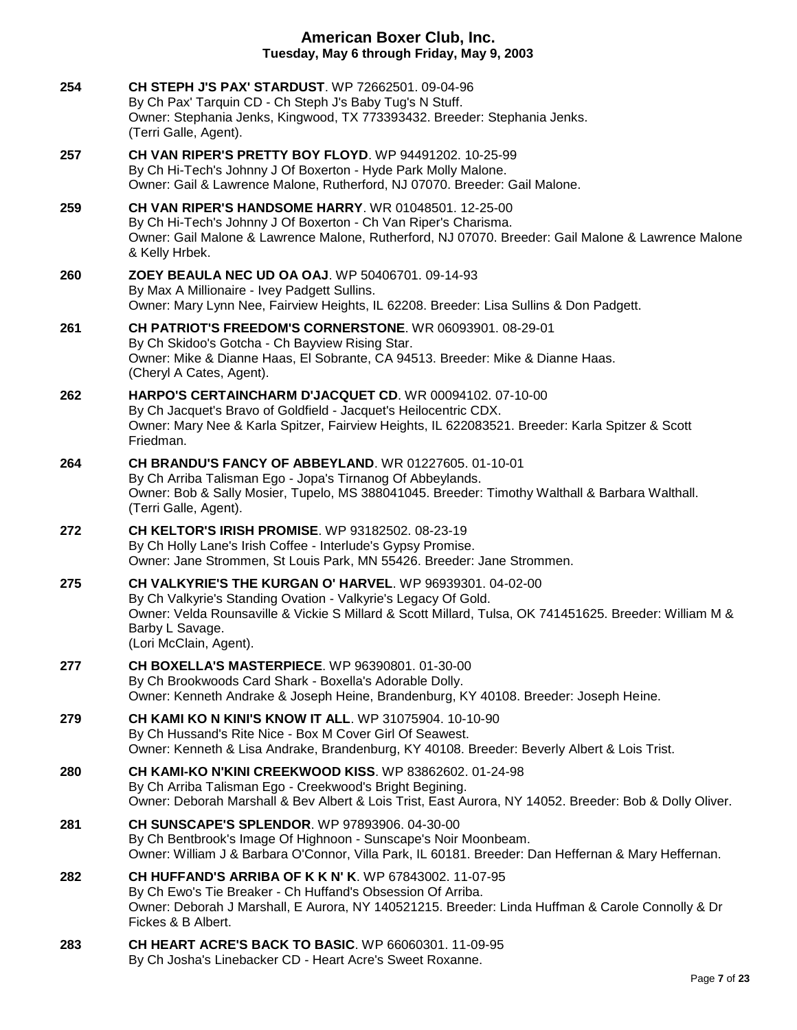**254** **CH STEPH J'S PAX' STARDUST**. WP 72662501. 09-04-96
By Ch Pax' Tarquin CD - Ch Steph J's Baby Tug's N Stuff.
Owner: Stephania Jenks, Kingwood, TX 773393432. Breeder: Stephania Jenks.
(Terri Galle, Agent).

**257** **CH VAN RIPER'S PRETTY BOY FLOYD**. WP 94491202. 10-25-99
By Ch Hi-Tech's Johnny J Of Boxerton - Hyde Park Molly Malone.
Owner: Gail & Lawrence Malone, Rutherford, NJ 07070. Breeder: Gail Malone.

**259** **CH VAN RIPER'S HANDSOME HARRY**. WR 01048501. 12-25-00
By Ch Hi-Tech's Johnny J Of Boxerton - Ch Van Riper's Charisma.
Owner: Gail Malone & Lawrence Malone, Rutherford, NJ 07070. Breeder: Gail Malone & Lawrence Malone & Kelly Hrbek.

**260** **ZOEY BEAULA NEC UD OA OAJ**. WP 50406701. 09-14-93
By Max A Millionaire - Ivey Padgett Sullins.
Owner: Mary Lynn Nee, Fairview Heights, IL 62208. Breeder: Lisa Sullins & Don Padgett.

**261** **CH PATRIOT'S FREEDOM'S CORNERSTONE**. WR 06093901. 08-29-01
By Ch Skidoo's Gotcha - Ch Bayview Rising Star.
Owner: Mike & Dianne Haas, El Sobrante, CA 94513. Breeder: Mike & Dianne Haas.
(Cheryl A Cates, Agent).

**262** **HARPO'S CERTAINCHARM D'JACQUET CD**. WR 00094102. 07-10-00
By Ch Jacquet's Bravo of Goldfield - Jacquet's Heilocentric CDX.
Owner: Mary Nee & Karla Spitzer, Fairview Heights, IL 622083521. Breeder: Karla Spitzer & Scott Friedman.

**264** **CH BRANDU'S FANCY OF ABBEYLAND**. WR 01227605. 01-10-01
By Ch Arriba Talisman Ego - Jopa's Tirnanog Of Abbeylands.
Owner: Bob & Sally Mosier, Tupelo, MS 388041045. Breeder: Timothy Walthall & Barbara Walthall.
(Terri Galle, Agent).

**272** **CH KELTOR'S IRISH PROMISE**. WP 93182502. 08-23-19
By Ch Holly Lane's Irish Coffee - Interlude's Gypsy Promise.
Owner: Jane Strommen, St Louis Park, MN 55426. Breeder: Jane Strommen.

**275** **CH VALKYRIE'S THE KURGAN O' HARVEL**. WP 96939301. 04-02-00
By Ch Valkyrie's Standing Ovation - Valkyrie's Legacy Of Gold.
Owner: Velda Rounsaville & Vickie S Millard & Scott Millard, Tulsa, OK 741451625. Breeder: William M & Barby L Savage.
(Lori McClain, Agent).

**277** **CH BOXELLA'S MASTERPIECE**. WP 96390801. 01-30-00
By Ch Brookwoods Card Shark - Boxella's Adorable Dolly.
Owner: Kenneth Andrake & Joseph Heine, Brandenburg, KY 40108. Breeder: Joseph Heine.

**279** **CH KAMI KO N KINI'S KNOW IT ALL**. WP 31075904. 10-10-90
By Ch Hussand's Rite Nice - Box M Cover Girl Of Seawest.
Owner: Kenneth & Lisa Andrake, Brandenburg, KY 40108. Breeder: Beverly Albert & Lois Trist.

**280** **CH KAMI-KO N'KINI CREEKWOOD KISS**. WP 83862602. 01-24-98
By Ch Arriba Talisman Ego - Creekwood's Bright Begining.
Owner: Deborah Marshall & Bev Albert & Lois Trist, East Aurora, NY 14052. Breeder: Bob & Dolly Oliver.

**281** **CH SUNSCAPE'S SPLENDOR**. WP 97893906. 04-30-00
By Ch Bentbrook's Image Of Highnoon - Sunscape's Noir Moonbeam.
Owner: William J & Barbara O'Connor, Villa Park, IL 60181. Breeder: Dan Heffernan & Mary Heffernan.

**282** **CH HUFFAND'S ARRIBA OF K K N' K**. WP 67843002. 11-07-95
By Ch Ewo's Tie Breaker - Ch Huffand's Obsession Of Arriba.
Owner: Deborah J Marshall, E Aurora, NY 140521215. Breeder: Linda Huffman & Carole Connolly & Dr Fickes & B Albert.

**283** **CH HEART ACRE'S BACK TO BASIC**. WP 66060301. 11-09-95
By Ch Josha's Linebacker CD - Heart Acre's Sweet Roxanne.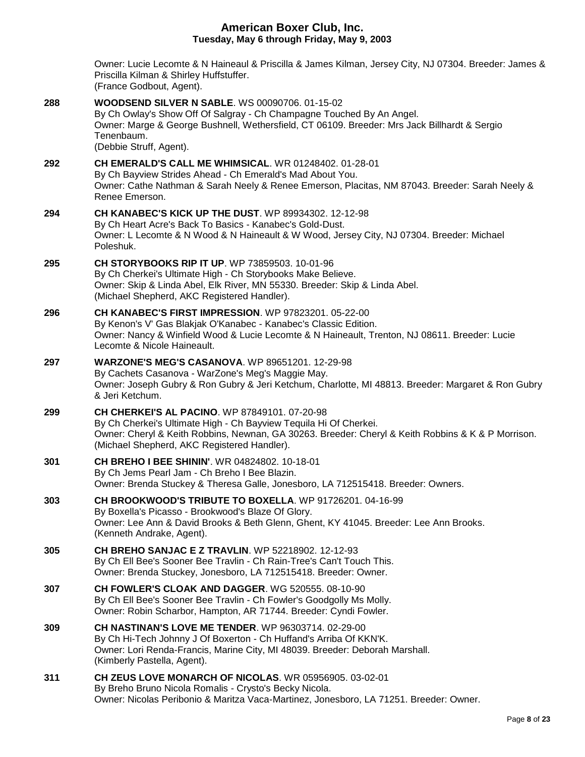Owner: Lucie Lecomte & N Haineaul & Priscilla & James Kilman, Jersey City, NJ 07304. Breeder: James & Priscilla Kilman & Shirley Huffstuffer.
(France Godbout, Agent).

**288** **WOODSEND SILVER N SABLE**. WS 00090706. 01-15-02
By Ch Owlay's Show Off Of Salgray - Ch Champagne Touched By An Angel.
Owner: Marge & George Bushnell, Wethersfield, CT 06109. Breeder: Mrs Jack Billhardt & Sergio Tenenbaum.
(Debbie Struff, Agent).

**292** **CH EMERALD'S CALL ME WHIMSICAL**. WR 01248402. 01-28-01
By Ch Bayview Strides Ahead - Ch Emerald's Mad About You.
Owner: Cathe Nathman & Sarah Neely & Renee Emerson, Placitas, NM 87043. Breeder: Sarah Neely & Renee Emerson.

**294** **CH KANABEC'S KICK UP THE DUST**. WP 89934302. 12-12-98
By Ch Heart Acre's Back To Basics - Kanabec's Gold-Dust.
Owner: L Lecomte & N Wood & N Haineault & W Wood, Jersey City, NJ 07304. Breeder: Michael Poleshuk.

**295** **CH STORYBOOKS RIP IT UP**. WP 73859503. 10-01-96
By Ch Cherkei's Ultimate High - Ch Storybooks Make Believe.
Owner: Skip & Linda Abel, Elk River, MN 55330. Breeder: Skip & Linda Abel.
(Michael Shepherd, AKC Registered Handler).

**296** **CH KANABEC'S FIRST IMPRESSION**. WP 97823201. 05-22-00
By Kenon's V' Gas Blakjak O'Kanabec - Kanabec's Classic Edition.
Owner: Nancy & Winfield Wood & Lucie Lecomte & N Haineault, Trenton, NJ 08611. Breeder: Lucie Lecomte & Nicole Haineault.

**297** **WARZONE'S MEG'S CASANOVA**. WP 89651201. 12-29-98
By Cachets Casanova - WarZone's Meg's Maggie May.
Owner: Joseph Gubry & Ron Gubry & Jeri Ketchum, Charlotte, MI 48813. Breeder: Margaret & Ron Gubry & Jeri Ketchum.

**299** **CH CHERKEI'S AL PACINO**. WP 87849101. 07-20-98
By Ch Cherkei's Ultimate High - Ch Bayview Tequila Hi Of Cherkei.
Owner: Cheryl & Keith Robbins, Newnan, GA 30263. Breeder: Cheryl & Keith Robbins & K & P Morrison.
(Michael Shepherd, AKC Registered Handler).

**301** **CH BREHO I BEE SHININ'**. WR 04824802. 10-18-01
By Ch Jems Pearl Jam - Ch Breho I Bee Blazin.
Owner: Brenda Stuckey & Theresa Galle, Jonesboro, LA 712515418. Breeder: Owners.

**303** **CH BROOKWOOD'S TRIBUTE TO BOXELLA**. WP 91726201. 04-16-99
By Boxella's Picasso - Brookwood's Blaze Of Glory.
Owner: Lee Ann & David Brooks & Beth Glenn, Ghent, KY 41045. Breeder: Lee Ann Brooks.
(Kenneth Andrake, Agent).

**305** **CH BREHO SANJAC E Z TRAVLIN**. WP 52218902. 12-12-93
By Ch Ell Bee's Sooner Bee Travlin - Ch Rain-Tree's Can't Touch This.
Owner: Brenda Stuckey, Jonesboro, LA 712515418. Breeder: Owner.

**307** **CH FOWLER'S CLOAK AND DAGGER**. WG 520555. 08-10-90
By Ch Ell Bee's Sooner Bee Travlin - Ch Fowler's Goodgolly Ms Molly.
Owner: Robin Scharbor, Hampton, AR 71744. Breeder: Cyndi Fowler.

**309** **CH NASTINAN'S LOVE ME TENDER**. WP 96303714. 02-29-00
By Ch Hi-Tech Johnny J Of Boxerton - Ch Huffand's Arriba Of KKN'K.
Owner: Lori Renda-Francis, Marine City, MI 48039. Breeder: Deborah Marshall.
(Kimberly Pastella, Agent).

**311** **CH ZEUS LOVE MONARCH OF NICOLAS**. WR 05956905. 03-02-01
By Breho Bruno Nicola Romalis - Crysto's Becky Nicola.
Owner: Nicolas Peribonio & Maritza Vaca-Martinez, Jonesboro, LA 71251. Breeder: Owner.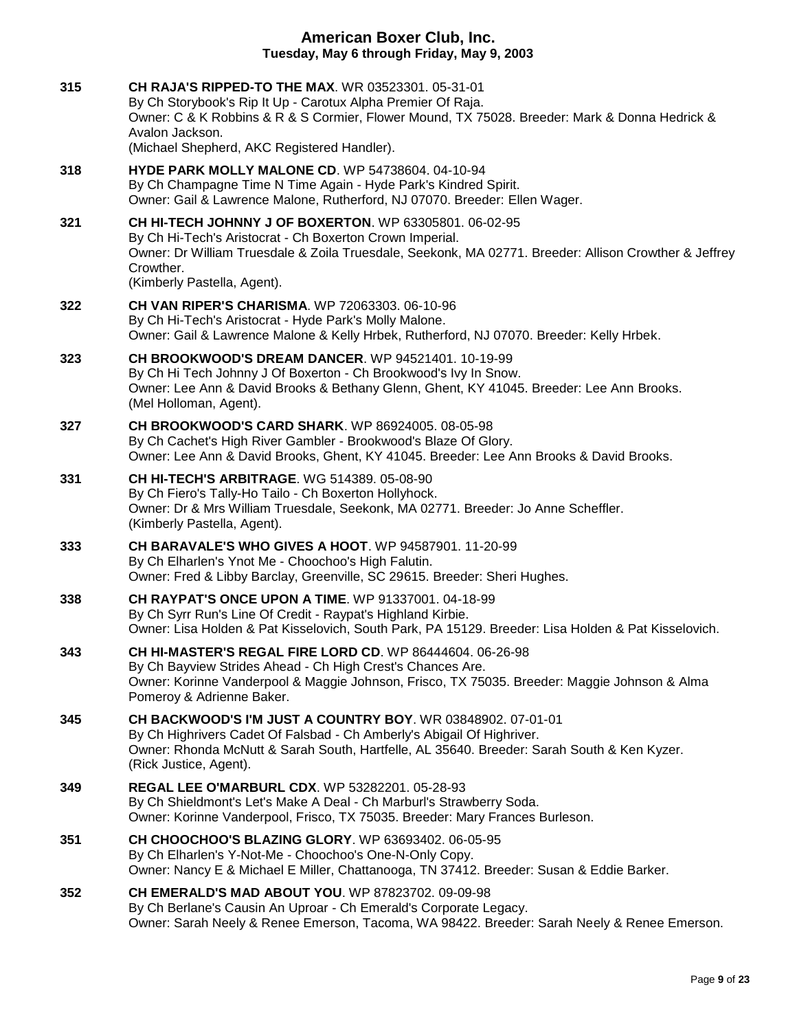**315** **CH RAJA'S RIPPED-TO THE MAX**. WR 03523301. 05-31-01
By Ch Storybook's Rip It Up - Carotux Alpha Premier Of Raja.
Owner: C & K Robbins & R & S Cormier, Flower Mound, TX 75028. Breeder: Mark & Donna Hedrick & Avalon Jackson.
(Michael Shepherd, AKC Registered Handler).

**318** **HYDE PARK MOLLY MALONE CD**. WP 54738604. 04-10-94
By Ch Champagne Time N Time Again - Hyde Park's Kindred Spirit.
Owner: Gail & Lawrence Malone, Rutherford, NJ 07070. Breeder: Ellen Wager.

**321** **CH HI-TECH JOHNNY J OF BOXERTON**. WP 63305801. 06-02-95
By Ch Hi-Tech's Aristocrat - Ch Boxerton Crown Imperial.
Owner: Dr William Truesdale & Zoila Truesdale, Seekonk, MA 02771. Breeder: Allison Crowther & Jeffrey Crowther.
(Kimberly Pastella, Agent).

**322** **CH VAN RIPER'S CHARISMA**. WP 72063303. 06-10-96
By Ch Hi-Tech's Aristocrat - Hyde Park's Molly Malone.
Owner: Gail & Lawrence Malone & Kelly Hrbek, Rutherford, NJ 07070. Breeder: Kelly Hrbek.

**323** **CH BROOKWOOD'S DREAM DANCER**. WP 94521401. 10-19-99
By Ch Hi Tech Johnny J Of Boxerton - Ch Brookwood's Ivy In Snow.
Owner: Lee Ann & David Brooks & Bethany Glenn, Ghent, KY 41045. Breeder: Lee Ann Brooks.
(Mel Holloman, Agent).

**327** **CH BROOKWOOD'S CARD SHARK**. WP 86924005. 08-05-98
By Ch Cachet's High River Gambler - Brookwood's Blaze Of Glory.
Owner: Lee Ann & David Brooks, Ghent, KY 41045. Breeder: Lee Ann Brooks & David Brooks.

**331** **CH HI-TECH'S ARBITRAGE**. WG 514389. 05-08-90
By Ch Fiero's Tally-Ho Tailo - Ch Boxerton Hollyhock.
Owner: Dr & Mrs William Truesdale, Seekonk, MA 02771. Breeder: Jo Anne Scheffler.
(Kimberly Pastella, Agent).

**333** **CH BARAVALE'S WHO GIVES A HOOT**. WP 94587901. 11-20-99
By Ch Elharlen's Ynot Me - Choochoo's High Falutin.
Owner: Fred & Libby Barclay, Greenville, SC 29615. Breeder: Sheri Hughes.

**338** **CH RAYPAT'S ONCE UPON A TIME**. WP 91337001. 04-18-99
By Ch Syrr Run's Line Of Credit - Raypat's Highland Kirbie.
Owner: Lisa Holden & Pat Kisselovich, South Park, PA 15129. Breeder: Lisa Holden & Pat Kisselovich.

**343** **CH HI-MASTER'S REGAL FIRE LORD CD**. WP 86444604. 06-26-98
By Ch Bayview Strides Ahead - Ch High Crest's Chances Are.
Owner: Korinne Vanderpool & Maggie Johnson, Frisco, TX 75035. Breeder: Maggie Johnson & Alma Pomeroy & Adrienne Baker.

**345** **CH BACKWOOD'S I'M JUST A COUNTRY BOY**. WR 03848902. 07-01-01
By Ch Highrivers Cadet Of Falsbad - Ch Amberly's Abigail Of Highriver.
Owner: Rhonda McNutt & Sarah South, Hartfelle, AL 35640. Breeder: Sarah South & Ken Kyzer.
(Rick Justice, Agent).

**349** **REGAL LEE O'MARBURL CDX**. WP 53282201. 05-28-93
By Ch Shieldmont's Let's Make A Deal - Ch Marburl's Strawberry Soda.
Owner: Korinne Vanderpool, Frisco, TX 75035. Breeder: Mary Frances Burleson.

**351** **CH CHOOCHOO'S BLAZING GLORY**. WP 63693402. 06-05-95
By Ch Elharlen's Y-Not-Me - Choochoo's One-N-Only Copy.
Owner: Nancy E & Michael E Miller, Chattanooga, TN 37412. Breeder: Susan & Eddie Barker.

**352** **CH EMERALD'S MAD ABOUT YOU**. WP 87823702. 09-09-98
By Ch Berlane's Causin An Uproar - Ch Emerald's Corporate Legacy.
Owner: Sarah Neely & Renee Emerson, Tacoma, WA 98422. Breeder: Sarah Neely & Renee Emerson.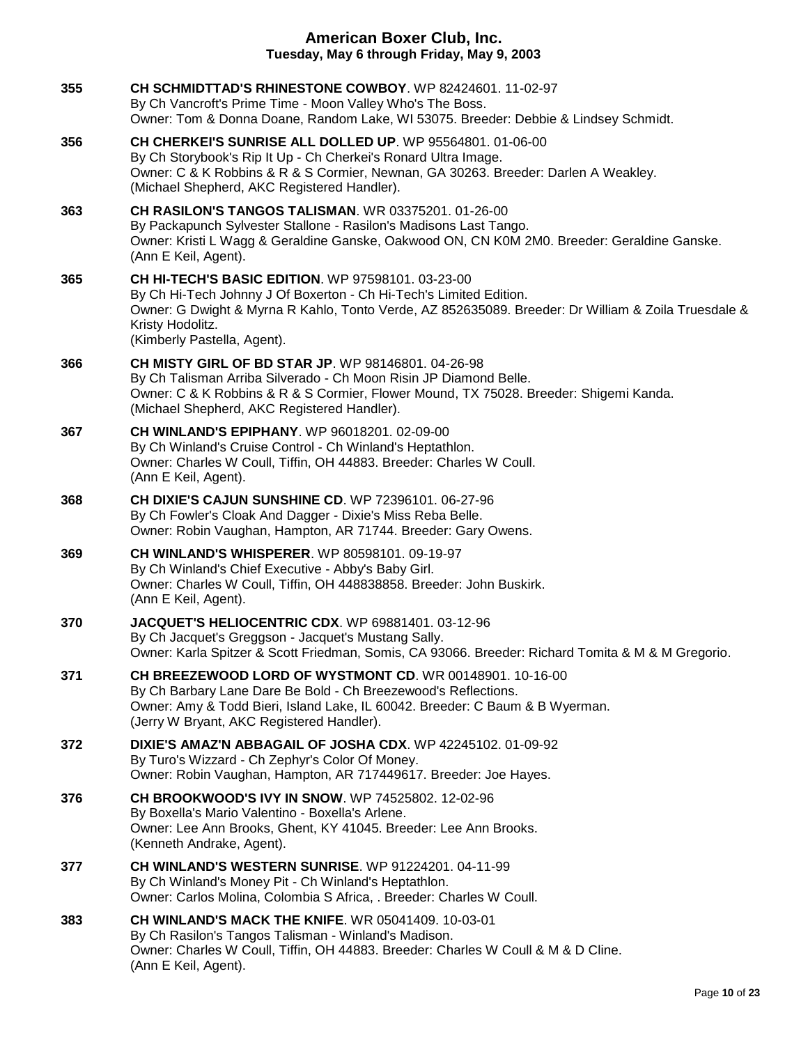**355** **CH SCHMIDTTAD'S RHINESTONE COWBOY**. WP 82424601. 11-02-97
By Ch Vancroft's Prime Time - Moon Valley Who's The Boss.
Owner: Tom & Donna Doane, Random Lake, WI 53075. Breeder: Debbie & Lindsey Schmidt.

**356** **CH CHERKEI'S SUNRISE ALL DOLLED UP**. WP 95564801. 01-06-00
By Ch Storybook's Rip It Up - Ch Cherkei's Ronard Ultra Image.
Owner: C & K Robbins & R & S Cormier, Newnan, GA 30263. Breeder: Darlen A Weakley.
(Michael Shepherd, AKC Registered Handler).

**363** **CH RASILON'S TANGOS TALISMAN**. WR 03375201. 01-26-00
By Packapunch Sylvester Stallone - Rasilon's Madisons Last Tango.
Owner: Kristi L Wagg & Geraldine Ganske, Oakwood ON, CN K0M 2M0. Breeder: Geraldine Ganske.
(Ann E Keil, Agent).

**365** **CH HI-TECH'S BASIC EDITION**. WP 97598101. 03-23-00
By Ch Hi-Tech Johnny J Of Boxerton - Ch Hi-Tech's Limited Edition.
Owner: G Dwight & Myrna R Kahlo, Tonto Verde, AZ 852635089. Breeder: Dr William & Zoila Truesdale & Kristy Hodolitz.
(Kimberly Pastella, Agent).

**366** **CH MISTY GIRL OF BD STAR JP**. WP 98146801. 04-26-98
By Ch Talisman Arriba Silverado - Ch Moon Risin JP Diamond Belle.
Owner: C & K Robbins & R & S Cormier, Flower Mound, TX 75028. Breeder: Shigemi Kanda.
(Michael Shepherd, AKC Registered Handler).

**367** **CH WINLAND'S EPIPHANY**. WP 96018201. 02-09-00
By Ch Winland's Cruise Control - Ch Winland's Heptathlon.
Owner: Charles W Coull, Tiffin, OH 44883. Breeder: Charles W Coull.
(Ann E Keil, Agent).

**368** **CH DIXIE'S CAJUN SUNSHINE CD**. WP 72396101. 06-27-96
By Ch Fowler's Cloak And Dagger - Dixie's Miss Reba Belle.
Owner: Robin Vaughan, Hampton, AR 71744. Breeder: Gary Owens.

**369** **CH WINLAND'S WHISPERER**. WP 80598101. 09-19-97
By Ch Winland's Chief Executive - Abby's Baby Girl.
Owner: Charles W Coull, Tiffin, OH 448838858. Breeder: John Buskirk.
(Ann E Keil, Agent).

**370** **JACQUET'S HELIOCENTRIC CDX**. WP 69881401. 03-12-96
By Ch Jacquet's Greggson - Jacquet's Mustang Sally.
Owner: Karla Spitzer & Scott Friedman, Somis, CA 93066. Breeder: Richard Tomita & M & M Gregorio.

**371** **CH BREEZEWOOD LORD OF WYSTMONT CD**. WR 00148901. 10-16-00
By Ch Barbary Lane Dare Be Bold - Ch Breezewood's Reflections.
Owner: Amy & Todd Bieri, Island Lake, IL 60042. Breeder: C Baum & B Wyerman.
(Jerry W Bryant, AKC Registered Handler).

**372** **DIXIE'S AMAZ'N ABBAGAIL OF JOSHA CDX**. WP 42245102. 01-09-92
By Turo's Wizzard - Ch Zephyr's Color Of Money.
Owner: Robin Vaughan, Hampton, AR 717449617. Breeder: Joe Hayes.

**376** **CH BROOKWOOD'S IVY IN SNOW**. WP 74525802. 12-02-96
By Boxella's Mario Valentino - Boxella's Arlene.
Owner: Lee Ann Brooks, Ghent, KY 41045. Breeder: Lee Ann Brooks.
(Kenneth Andrake, Agent).

**377** **CH WINLAND'S WESTERN SUNRISE**. WP 91224201. 04-11-99
By Ch Winland's Money Pit - Ch Winland's Heptathlon.
Owner: Carlos Molina, Colombia S Africa, . Breeder: Charles W Coull.

**383** **CH WINLAND'S MACK THE KNIFE**. WR 05041409. 10-03-01
By Ch Rasilon's Tangos Talisman - Winland's Madison.
Owner: Charles W Coull, Tiffin, OH 44883. Breeder: Charles W Coull & M & D Cline.
(Ann E Keil, Agent).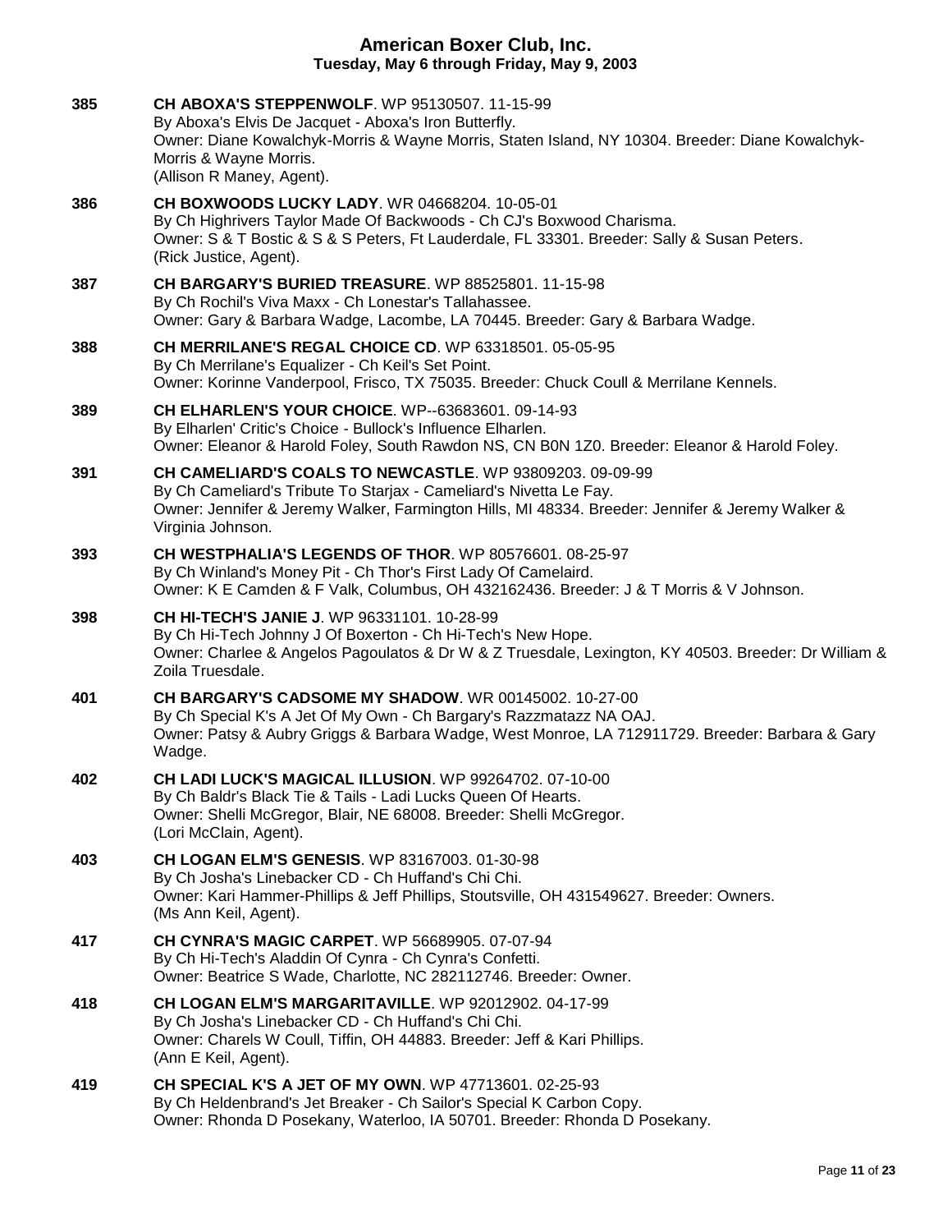**385** **CH ABOXA'S STEPPENWOLF**. WP 95130507. 11-15-99
By Aboxa's Elvis De Jacquet - Aboxa's Iron Butterfly.
Owner: Diane Kowalchyk-Morris & Wayne Morris, Staten Island, NY 10304. Breeder: Diane Kowalchyk-Morris & Wayne Morris.
(Allison R Maney, Agent).

**386** **CH BOXWOODS LUCKY LADY**. WR 04668204. 10-05-01
By Ch Highrivers Taylor Made Of Backwoods - Ch CJ's Boxwood Charisma.
Owner: S & T Bostic & S & S Peters, Ft Lauderdale, FL 33301. Breeder: Sally & Susan Peters.
(Rick Justice, Agent).

**387** **CH BARGARY'S BURIED TREASURE**. WP 88525801. 11-15-98
By Ch Rochil's Viva Maxx - Ch Lonestar's Tallahassee.
Owner: Gary & Barbara Wadge, Lacombe, LA 70445. Breeder: Gary & Barbara Wadge.

**388** **CH MERRILANE'S REGAL CHOICE CD**. WP 63318501. 05-05-95
By Ch Merrilane's Equalizer - Ch Keil's Set Point.
Owner: Korinne Vanderpool, Frisco, TX 75035. Breeder: Chuck Coull & Merrilane Kennels.

**389** **CH ELHARLEN'S YOUR CHOICE**. WP--63683601. 09-14-93
By Elharlen' Critic's Choice - Bullock's Influence Elharlen.
Owner: Eleanor & Harold Foley, South Rawdon NS, CN B0N 1Z0. Breeder: Eleanor & Harold Foley.

**391** **CH CAMELIARD'S COALS TO NEWCASTLE**. WP 93809203. 09-09-99
By Ch Cameliard's Tribute To Starjax - Cameliard's Nivetta Le Fay.
Owner: Jennifer & Jeremy Walker, Farmington Hills, MI 48334. Breeder: Jennifer & Jeremy Walker & Virginia Johnson.

**393** **CH WESTPHALIA'S LEGENDS OF THOR**. WP 80576601. 08-25-97
By Ch Winland's Money Pit - Ch Thor's First Lady Of Camelaird.
Owner: K E Camden & F Valk, Columbus, OH 432162436. Breeder: J & T Morris & V Johnson.

**398** **CH HI-TECH'S JANIE J**. WP 96331101. 10-28-99
By Ch Hi-Tech Johnny J Of Boxerton - Ch Hi-Tech's New Hope.
Owner: Charlee & Angelos Pagoulatos & Dr W & Z Truesdale, Lexington, KY 40503. Breeder: Dr William & Zoila Truesdale.

**401** **CH BARGARY'S CADSOME MY SHADOW**. WR 00145002. 10-27-00
By Ch Special K's A Jet Of My Own - Ch Bargary's Razzmatazz NA OAJ.
Owner: Patsy & Aubry Griggs & Barbara Wadge, West Monroe, LA 712911729. Breeder: Barbara & Gary Wadge.

**402** **CH LADI LUCK'S MAGICAL ILLUSION**. WP 99264702. 07-10-00
By Ch Baldr's Black Tie & Tails - Ladi Lucks Queen Of Hearts.
Owner: Shelli McGregor, Blair, NE 68008. Breeder: Shelli McGregor.
(Lori McClain, Agent).

**403** **CH LOGAN ELM'S GENESIS**. WP 83167003. 01-30-98
By Ch Josha's Linebacker CD - Ch Huffand's Chi Chi.
Owner: Kari Hammer-Phillips & Jeff Phillips, Stoutsville, OH 431549627. Breeder: Owners.
(Ms Ann Keil, Agent).

**417** **CH CYNRA'S MAGIC CARPET**. WP 56689905. 07-07-94
By Ch Hi-Tech's Aladdin Of Cynra - Ch Cynra's Confetti.
Owner: Beatrice S Wade, Charlotte, NC 282112746. Breeder: Owner.

**418** **CH LOGAN ELM'S MARGARITAVILLE**. WP 92012902. 04-17-99
By Ch Josha's Linebacker CD - Ch Huffand's Chi Chi.
Owner: Charels W Coull, Tiffin, OH 44883. Breeder: Jeff & Kari Phillips.
(Ann E Keil, Agent).

**419** **CH SPECIAL K'S A JET OF MY OWN**. WP 47713601. 02-25-93
By Ch Heldenbrand's Jet Breaker - Ch Sailor's Special K Carbon Copy.
Owner: Rhonda D Posekany, Waterloo, IA 50701. Breeder: Rhonda D Posekany.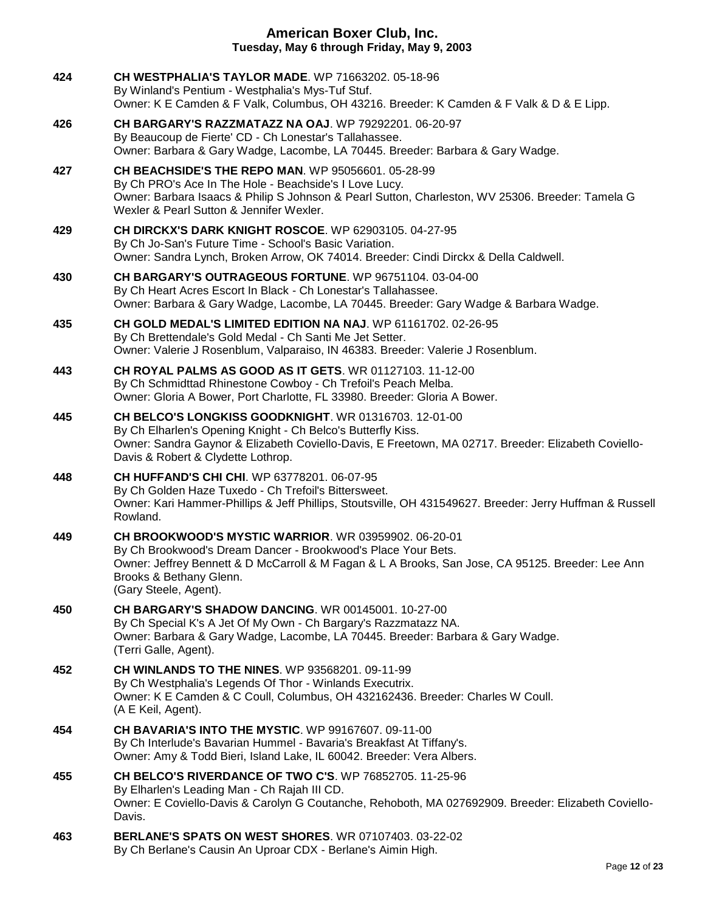**424** **CH WESTPHALIA'S TAYLOR MADE**. WP 71663202. 05-18-96
By Winland's Pentium - Westphalia's Mys-Tuf Stuf.
Owner: K E Camden & F Valk, Columbus, OH 43216. Breeder: K Camden & F Valk & D & E Lipp.

**426** **CH BARGARY'S RAZZMATAZZ NA OAJ**. WP 79292201. 06-20-97
By Beaucoup de Fierte' CD - Ch Lonestar's Tallahassee.
Owner: Barbara & Gary Wadge, Lacombe, LA 70445. Breeder: Barbara & Gary Wadge.

**427** **CH BEACHSIDE'S THE REPO MAN**. WP 95056601. 05-28-99
By Ch PRO's Ace In The Hole - Beachside's I Love Lucy.
Owner: Barbara Isaacs & Philip S Johnson & Pearl Sutton, Charleston, WV 25306. Breeder: Tamela G Wexler & Pearl Sutton & Jennifer Wexler.

**429** **CH DIRCKX'S DARK KNIGHT ROSCOE**. WP 62903105. 04-27-95
By Ch Jo-San's Future Time - School's Basic Variation.
Owner: Sandra Lynch, Broken Arrow, OK 74014. Breeder: Cindi Dirckx & Della Caldwell.

**430** **CH BARGARY'S OUTRAGEOUS FORTUNE**. WP 96751104. 03-04-00
By Ch Heart Acres Escort In Black - Ch Lonestar's Tallahassee.
Owner: Barbara & Gary Wadge, Lacombe, LA 70445. Breeder: Gary Wadge & Barbara Wadge.

**435** **CH GOLD MEDAL'S LIMITED EDITION NA NAJ**. WP 61161702. 02-26-95
By Ch Brettendale's Gold Medal - Ch Santi Me Jet Setter.
Owner: Valerie J Rosenblum, Valparaiso, IN 46383. Breeder: Valerie J Rosenblum.

**443** **CH ROYAL PALMS AS GOOD AS IT GETS**. WR 01127103. 11-12-00
By Ch Schmidttad Rhinestone Cowboy - Ch Trefoil's Peach Melba.
Owner: Gloria A Bower, Port Charlotte, FL 33980. Breeder: Gloria A Bower.

**445** **CH BELCO'S LONGKISS GOODKNIGHT**. WR 01316703. 12-01-00
By Ch Elharlen's Opening Knight - Ch Belco's Butterfly Kiss.
Owner: Sandra Gaynor & Elizabeth Coviello-Davis, E Freetown, MA 02717. Breeder: Elizabeth Coviello-Davis & Robert & Clydette Lothrop.

**448** **CH HUFFAND'S CHI CHI**. WP 63778201. 06-07-95
By Ch Golden Haze Tuxedo - Ch Trefoil's Bittersweet.
Owner: Kari Hammer-Phillips & Jeff Phillips, Stoutsville, OH 431549627. Breeder: Jerry Huffman & Russell Rowland.

**449** **CH BROOKWOOD'S MYSTIC WARRIOR**. WR 03959902. 06-20-01
By Ch Brookwood's Dream Dancer - Brookwood's Place Your Bets.
Owner: Jeffrey Bennett & D McCarroll & M Fagan & L A Brooks, San Jose, CA 95125. Breeder: Lee Ann Brooks & Bethany Glenn.
(Gary Steele, Agent).

**450** **CH BARGARY'S SHADOW DANCING**. WR 00145001. 10-27-00
By Ch Special K's A Jet Of My Own - Ch Bargary's Razzmatazz NA.
Owner: Barbara & Gary Wadge, Lacombe, LA 70445. Breeder: Barbara & Gary Wadge.
(Terri Galle, Agent).

**452** **CH WINLANDS TO THE NINES**. WP 93568201. 09-11-99
By Ch Westphalia's Legends Of Thor - Winlands Executrix.
Owner: K E Camden & C Coull, Columbus, OH 432162436. Breeder: Charles W Coull.
(A E Keil, Agent).

**454** **CH BAVARIA'S INTO THE MYSTIC**. WP 99167607. 09-11-00
By Ch Interlude's Bavarian Hummel - Bavaria's Breakfast At Tiffany's.
Owner: Amy & Todd Bieri, Island Lake, IL 60042. Breeder: Vera Albers.

**455** **CH BELCO'S RIVERDANCE OF TWO C'S**. WP 76852705. 11-25-96
By Elharlen's Leading Man - Ch Rajah III CD.
Owner: E Coviello-Davis & Carolyn G Coutanche, Rehoboth, MA 027692909. Breeder: Elizabeth Coviello-Davis.

**463** **BERLANE'S SPATS ON WEST SHORES**. WR 07107403. 03-22-02
By Ch Berlane's Causin An Uproar CDX - Berlane's Aimin High.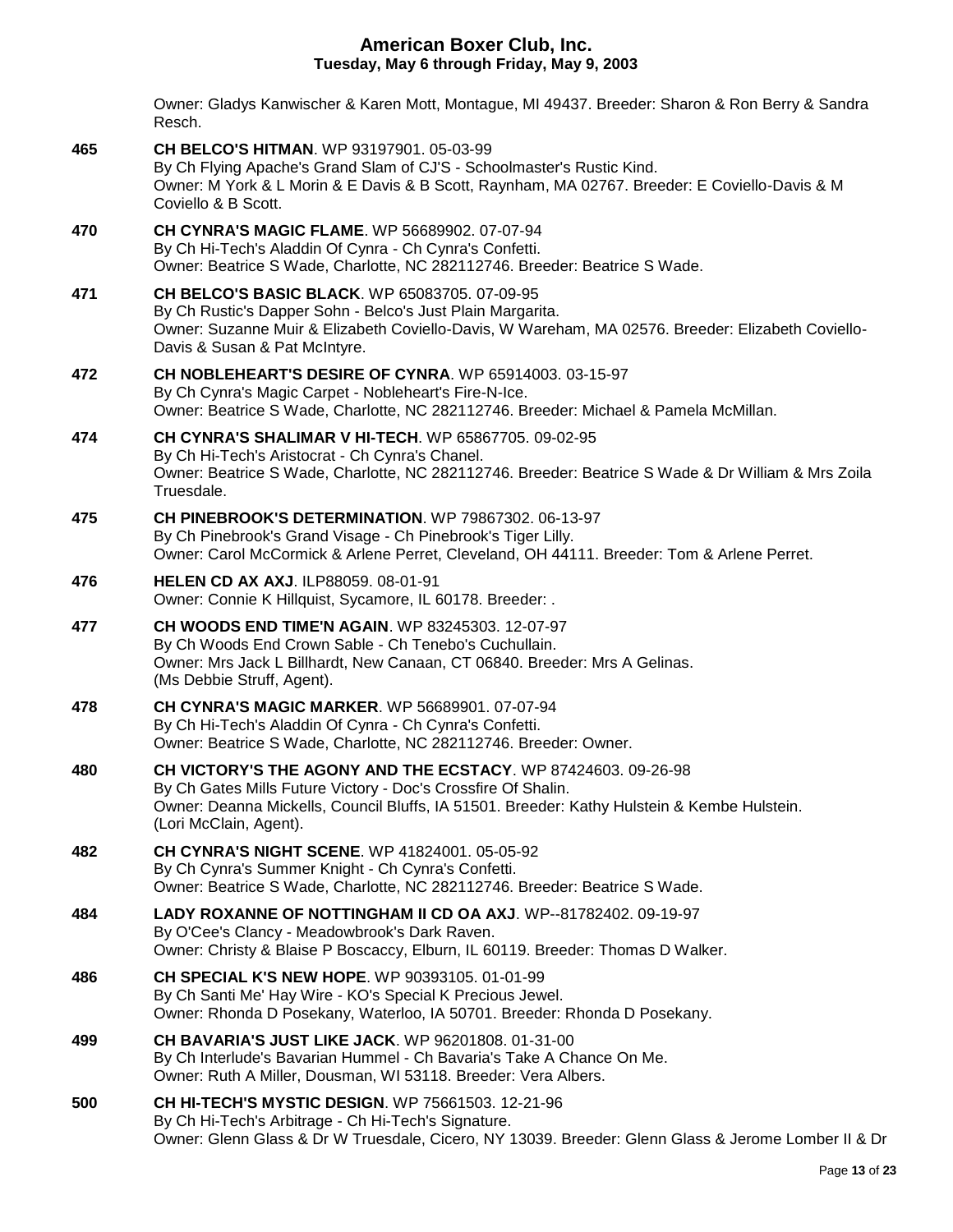Owner: Gladys Kanwischer & Karen Mott, Montague, MI 49437. Breeder: Sharon & Ron Berry & Sandra Resch.

**465** **CH BELCO'S HITMAN**. WP 93197901. 05-03-99
By Ch Flying Apache's Grand Slam of CJ'S - Schoolmaster's Rustic Kind.
Owner: M York & L Morin & E Davis & B Scott, Raynham, MA 02767. Breeder: E Coviello-Davis & M Coviello & B Scott.

**470** **CH CYNRA'S MAGIC FLAME**. WP 56689902. 07-07-94
By Ch Hi-Tech's Aladdin Of Cynra - Ch Cynra's Confetti.
Owner: Beatrice S Wade, Charlotte, NC 282112746. Breeder: Beatrice S Wade.

**471** **CH BELCO'S BASIC BLACK**. WP 65083705. 07-09-95
By Ch Rustic's Dapper Sohn - Belco's Just Plain Margarita.
Owner: Suzanne Muir & Elizabeth Coviello-Davis, W Wareham, MA 02576. Breeder: Elizabeth Coviello-Davis & Susan & Pat McIntyre.

**472** **CH NOBLEHEART'S DESIRE OF CYNRA**. WP 65914003. 03-15-97
By Ch Cynra's Magic Carpet - Nobleheart's Fire-N-Ice.
Owner: Beatrice S Wade, Charlotte, NC 282112746. Breeder: Michael & Pamela McMillan.

**474** **CH CYNRA'S SHALIMAR V HI-TECH**. WP 65867705. 09-02-95
By Ch Hi-Tech's Aristocrat - Ch Cynra's Chanel.
Owner: Beatrice S Wade, Charlotte, NC 282112746. Breeder: Beatrice S Wade & Dr William & Mrs Zoila Truesdale.

**475** **CH PINEBROOK'S DETERMINATION**. WP 79867302. 06-13-97
By Ch Pinebrook's Grand Visage - Ch Pinebrook's Tiger Lilly.
Owner: Carol McCormick & Arlene Perret, Cleveland, OH 44111. Breeder: Tom & Arlene Perret.

**476** **HELEN CD AX AXJ**. ILP88059. 08-01-91
Owner: Connie K Hillquist, Sycamore, IL 60178. Breeder: .

**477** **CH WOODS END TIME'N AGAIN**. WP 83245303. 12-07-97
By Ch Woods End Crown Sable - Ch Tenebo's Cuchullain.
Owner: Mrs Jack L Billhardt, New Canaan, CT 06840. Breeder: Mrs A Gelinas.
(Ms Debbie Struff, Agent).

**478** **CH CYNRA'S MAGIC MARKER**. WP 56689901. 07-07-94
By Ch Hi-Tech's Aladdin Of Cynra - Ch Cynra's Confetti.
Owner: Beatrice S Wade, Charlotte, NC 282112746. Breeder: Owner.

**480** **CH VICTORY'S THE AGONY AND THE ECSTACY**. WP 87424603. 09-26-98
By Ch Gates Mills Future Victory - Doc's Crossfire Of Shalin.
Owner: Deanna Mickells, Council Bluffs, IA 51501. Breeder: Kathy Hulstein & Kembe Hulstein.
(Lori McClain, Agent).

**482** **CH CYNRA'S NIGHT SCENE**. WP 41824001. 05-05-92
By Ch Cynra's Summer Knight - Ch Cynra's Confetti.
Owner: Beatrice S Wade, Charlotte, NC 282112746. Breeder: Beatrice S Wade.

**484** **LADY ROXANNE OF NOTTINGHAM II CD OA AXJ**. WP--81782402. 09-19-97
By O'Cee's Clancy - Meadowbrook's Dark Raven.
Owner: Christy & Blaise P Boscaccy, Elburn, IL 60119. Breeder: Thomas D Walker.

**486** **CH SPECIAL K'S NEW HOPE**. WP 90393105. 01-01-99
By Ch Santi Me' Hay Wire - KO's Special K Precious Jewel.
Owner: Rhonda D Posekany, Waterloo, IA 50701. Breeder: Rhonda D Posekany.

**499** **CH BAVARIA'S JUST LIKE JACK**. WP 96201808. 01-31-00
By Ch Interlude's Bavarian Hummel - Ch Bavaria's Take A Chance On Me.
Owner: Ruth A Miller, Dousman, WI 53118. Breeder: Vera Albers.

**500** **CH HI-TECH'S MYSTIC DESIGN**. WP 75661503. 12-21-96
By Ch Hi-Tech's Arbitrage - Ch Hi-Tech's Signature.
Owner: Glenn Glass & Dr W Truesdale, Cicero, NY 13039. Breeder: Glenn Glass & Jerome Lomber II & Dr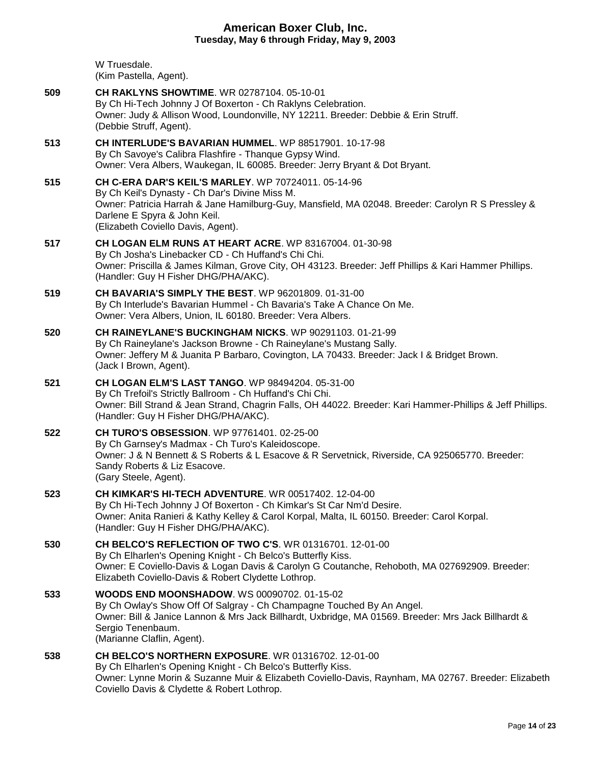W Truesdale.
(Kim Pastella, Agent).

**509** **CH RAKLYNS SHOWTIME**. WR 02787104. 05-10-01
By Ch Hi-Tech Johnny J Of Boxerton - Ch Raklyns Celebration.
Owner: Judy & Allison Wood, Loundonville, NY 12211. Breeder: Debbie & Erin Struff.
(Debbie Struff, Agent).

**513** **CH INTERLUDE'S BAVARIAN HUMMEL**. WP 88517901. 10-17-98
By Ch Savoye's Calibra Flashfire - Thanque Gypsy Wind.
Owner: Vera Albers, Waukegan, IL 60085. Breeder: Jerry Bryant & Dot Bryant.

**515** **CH C-ERA DAR'S KEIL'S MARLEY**. WP 70724011. 05-14-96
By Ch Keil's Dynasty - Ch Dar's Divine Miss M.
Owner: Patricia Harrah & Jane Hamilburg-Guy, Mansfield, MA 02048. Breeder: Carolyn R S Pressley & Darlene E Spyra & John Keil.
(Elizabeth Coviello Davis, Agent).

**517** **CH LOGAN ELM RUNS AT HEART ACRE**. WP 83167004. 01-30-98
By Ch Josha's Linebacker CD - Ch Huffand's Chi Chi.
Owner: Priscilla & James Kilman, Grove City, OH 43123. Breeder: Jeff Phillips & Kari Hammer Phillips.
(Handler: Guy H Fisher DHG/PHA/AKC).

**519** **CH BAVARIA'S SIMPLY THE BEST**. WP 96201809. 01-31-00
By Ch Interlude's Bavarian Hummel - Ch Bavaria's Take A Chance On Me.
Owner: Vera Albers, Union, IL 60180. Breeder: Vera Albers.

**520** **CH RAINEYLANE'S BUCKINGHAM NICKS**. WP 90291103. 01-21-99
By Ch Raineylane's Jackson Browne - Ch Raineylane's Mustang Sally.
Owner: Jeffery M & Juanita P Barbaro, Covington, LA 70433. Breeder: Jack I & Bridget Brown.
(Jack I Brown, Agent).

**521** **CH LOGAN ELM'S LAST TANGO**. WP 98494204. 05-31-00
By Ch Trefoil's Strictly Ballroom - Ch Huffand's Chi Chi.
Owner: Bill Strand & Jean Strand, Chagrin Falls, OH 44022. Breeder: Kari Hammer-Phillips & Jeff Phillips.
(Handler: Guy H Fisher DHG/PHA/AKC).

**522** **CH TURO'S OBSESSION**. WP 97761401. 02-25-00
By Ch Garnsey's Madmax - Ch Turo's Kaleidoscope.
Owner: J & N Bennett & S Roberts & L Esacove & R Servetnick, Riverside, CA 925065770. Breeder: Sandy Roberts & Liz Esacove.
(Gary Steele, Agent).

**523** **CH KIMKAR'S HI-TECH ADVENTURE**. WR 00517402. 12-04-00
By Ch Hi-Tech Johnny J Of Boxerton - Ch Kimkar's St Car Nm'd Desire.
Owner: Anita Ranieri & Kathy Kelley & Carol Korpal, Malta, IL 60150. Breeder: Carol Korpal.
(Handler: Guy H Fisher DHG/PHA/AKC).

**530** **CH BELCO'S REFLECTION OF TWO C'S**. WR 01316701. 12-01-00
By Ch Elharlen's Opening Knight - Ch Belco's Butterfly Kiss.
Owner: E Coviello-Davis & Logan Davis & Carolyn G Coutanche, Rehoboth, MA 027692909. Breeder: Elizabeth Coviello-Davis & Robert Clydette Lothrop.

**533** **WOODS END MOONSHADOW**. WS 00090702. 01-15-02
By Ch Owlay's Show Off Of Salgray - Ch Champagne Touched By An Angel.
Owner: Bill & Janice Lannon & Mrs Jack Billhardt, Uxbridge, MA 01569. Breeder: Mrs Jack Billhardt & Sergio Tenenbaum.
(Marianne Claflin, Agent).

**538** **CH BELCO'S NORTHERN EXPOSURE**. WR 01316702. 12-01-00
By Ch Elharlen's Opening Knight - Ch Belco's Butterfly Kiss.
Owner: Lynne Morin & Suzanne Muir & Elizabeth Coviello-Davis, Raynham, MA 02767. Breeder: Elizabeth Coviello Davis & Clydette & Robert Lothrop.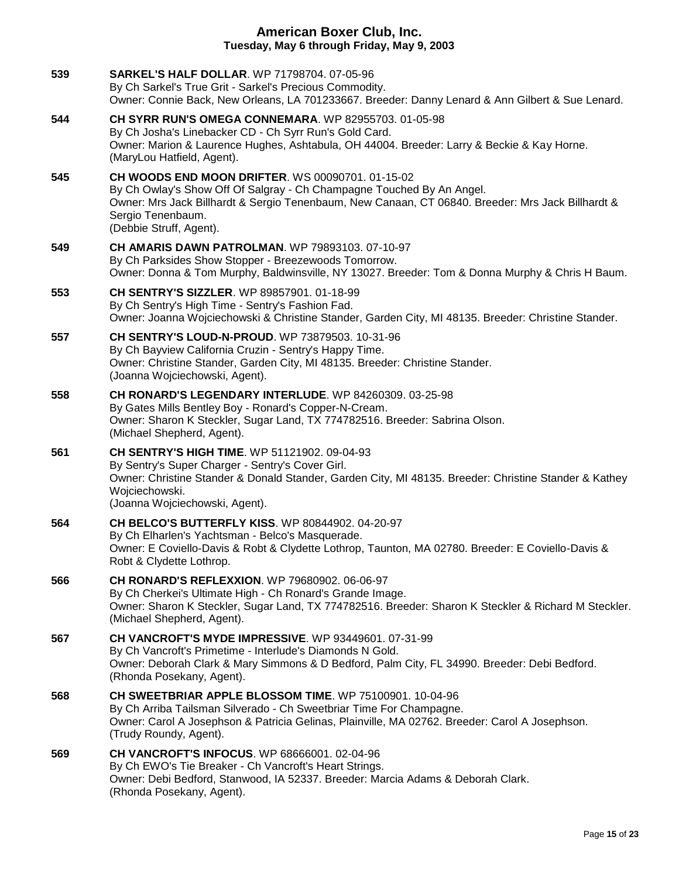**539** **SARKEL'S HALF DOLLAR**. WP 71798704. 07-05-96
By Ch Sarkel's True Grit - Sarkel's Precious Commodity.
Owner: Connie Back, New Orleans, LA 701233667. Breeder: Danny Lenard & Ann Gilbert & Sue Lenard.

**544** **CH SYRR RUN'S OMEGA CONNEMARA**. WP 82955703. 01-05-98
By Ch Josha's Linebacker CD - Ch Syrr Run's Gold Card.
Owner: Marion & Laurence Hughes, Ashtabula, OH 44004. Breeder: Larry & Beckie & Kay Horne.
(MaryLou Hatfield, Agent).

**545** **CH WOODS END MOON DRIFTER**. WS 00090701. 01-15-02
By Ch Owlay's Show Off Of Salgray - Ch Champagne Touched By An Angel.
Owner: Mrs Jack Billhardt & Sergio Tenenbaum, New Canaan, CT 06840. Breeder: Mrs Jack Billhardt & Sergio Tenenbaum.
(Debbie Struff, Agent).

**549** **CH AMARIS DAWN PATROLMAN**. WP 79893103. 07-10-97
By Ch Parksides Show Stopper - Breezewoods Tomorrow.
Owner: Donna & Tom Murphy, Baldwinsville, NY 13027. Breeder: Tom & Donna Murphy & Chris H Baum.

**553** **CH SENTRY'S SIZZLER**. WP 89857901. 01-18-99
By Ch Sentry's High Time - Sentry's Fashion Fad.
Owner: Joanna Wojciechowski & Christine Stander, Garden City, MI 48135. Breeder: Christine Stander.

**557** **CH SENTRY'S LOUD-N-PROUD**. WP 73879503. 10-31-96
By Ch Bayview California Cruzin - Sentry's Happy Time.
Owner: Christine Stander, Garden City, MI 48135. Breeder: Christine Stander.
(Joanna Wojciechowski, Agent).

**558** **CH RONARD'S LEGENDARY INTERLUDE**. WP 84260309. 03-25-98
By Gates Mills Bentley Boy - Ronard's Copper-N-Cream.
Owner: Sharon K Steckler, Sugar Land, TX 774782516. Breeder: Sabrina Olson.
(Michael Shepherd, Agent).

**561** **CH SENTRY'S HIGH TIME**. WP 51121902. 09-04-93
By Sentry's Super Charger - Sentry's Cover Girl.
Owner: Christine Stander & Donald Stander, Garden City, MI 48135. Breeder: Christine Stander & Kathey Wojciechowski.
(Joanna Wojciechowski, Agent).

**564** **CH BELCO'S BUTTERFLY KISS**. WP 80844902. 04-20-97
By Ch Elharlen's Yachtsman - Belco's Masquerade.
Owner: E Coviello-Davis & Robt & Clydette Lothrop, Taunton, MA 02780. Breeder: E Coviello-Davis & Robt & Clydette Lothrop.

**566** **CH RONARD'S REFLEXXION**. WP 79680902. 06-06-97
By Ch Cherkei's Ultimate High - Ch Ronard's Grande Image.
Owner: Sharon K Steckler, Sugar Land, TX 774782516. Breeder: Sharon K Steckler & Richard M Steckler.
(Michael Shepherd, Agent).

**567** **CH VANCROFT'S MYDE IMPRESSIVE**. WP 93449601. 07-31-99
By Ch Vancroft's Primetime - Interlude's Diamonds N Gold.
Owner: Deborah Clark & Mary Simmons & D Bedford, Palm City, FL 34990. Breeder: Debi Bedford.
(Rhonda Posekany, Agent).

**568** **CH SWEETBRIAR APPLE BLOSSOM TIME**. WP 75100901. 10-04-96
By Ch Arriba Tailsman Silverado - Ch Sweetbriar Time For Champagne.
Owner: Carol A Josephson & Patricia Gelinas, Plainville, MA 02762. Breeder: Carol A Josephson.
(Trudy Roundy, Agent).

**569** **CH VANCROFT'S INFOCUS**. WP 68666001. 02-04-96
By Ch EWO's Tie Breaker - Ch Vancroft's Heart Strings.
Owner: Debi Bedford, Stanwood, IA 52337. Breeder: Marcia Adams & Deborah Clark.
(Rhonda Posekany, Agent).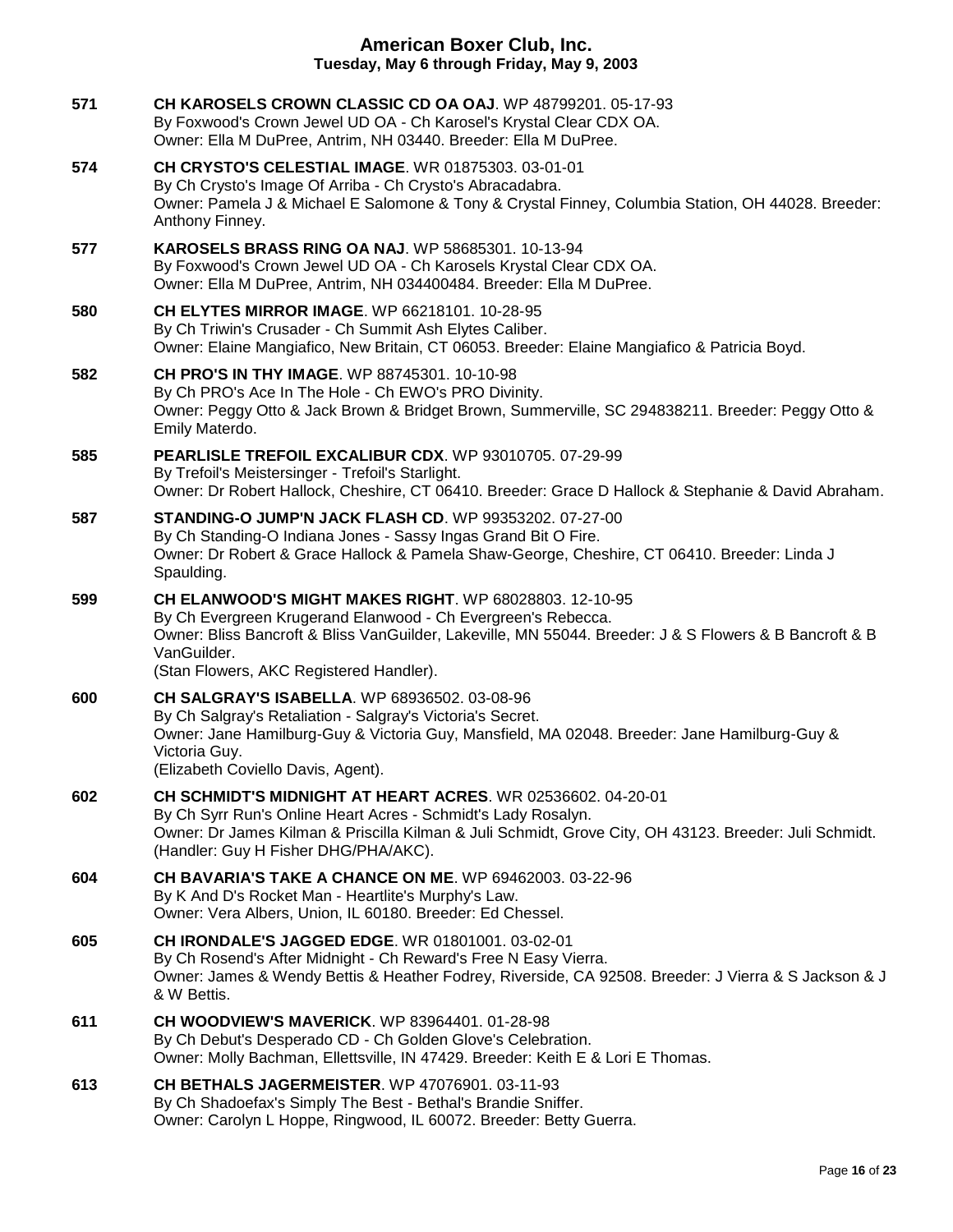**571** **CH KAROSELS CROWN CLASSIC CD OA OAJ**. WP 48799201. 05-17-93
By Foxwood's Crown Jewel UD OA - Ch Karosel's Krystal Clear CDX OA.
Owner: Ella M DuPree, Antrim, NH 03440. Breeder: Ella M DuPree.

**574** **CH CRYSTO'S CELESTIAL IMAGE**. WR 01875303. 03-01-01
By Ch Crysto's Image Of Arriba - Ch Crysto's Abracadabra.
Owner: Pamela J & Michael E Salomone & Tony & Crystal Finney, Columbia Station, OH 44028. Breeder: Anthony Finney.

**577** **KAROSELS BRASS RING OA NAJ**. WP 58685301. 10-13-94
By Foxwood's Crown Jewel UD OA - Ch Karosels Krystal Clear CDX OA.
Owner: Ella M DuPree, Antrim, NH 034400484. Breeder: Ella M DuPree.

**580** **CH ELYTES MIRROR IMAGE**. WP 66218101. 10-28-95
By Ch Triwin's Crusader - Ch Summit Ash Elytes Caliber.
Owner: Elaine Mangiafico, New Britain, CT 06053. Breeder: Elaine Mangiafico & Patricia Boyd.

**582** **CH PRO'S IN THY IMAGE**. WP 88745301. 10-10-98
By Ch PRO's Ace In The Hole - Ch EWO's PRO Divinity.
Owner: Peggy Otto & Jack Brown & Bridget Brown, Summerville, SC 294838211. Breeder: Peggy Otto & Emily Materdo.

**585** **PEARLISLE TREFOIL EXCALIBUR CDX**. WP 93010705. 07-29-99
By Trefoil's Meistersinger - Trefoil's Starlight.
Owner: Dr Robert Hallock, Cheshire, CT 06410. Breeder: Grace D Hallock & Stephanie & David Abraham.

**587** **STANDING-O JUMP'N JACK FLASH CD**. WP 99353202. 07-27-00
By Ch Standing-O Indiana Jones - Sassy Ingas Grand Bit O Fire.
Owner: Dr Robert & Grace Hallock & Pamela Shaw-George, Cheshire, CT 06410. Breeder: Linda J Spaulding.

**599** **CH ELANWOOD'S MIGHT MAKES RIGHT**. WP 68028803. 12-10-95
By Ch Evergreen Krugerand Elanwood - Ch Evergreen's Rebecca.
Owner: Bliss Bancroft & Bliss VanGuilder, Lakeville, MN 55044. Breeder: J & S Flowers & B Bancroft & B VanGuilder.
(Stan Flowers, AKC Registered Handler).

**600** **CH SALGRAY'S ISABELLA**. WP 68936502. 03-08-96
By Ch Salgray's Retaliation - Salgray's Victoria's Secret.
Owner: Jane Hamilburg-Guy & Victoria Guy, Mansfield, MA 02048. Breeder: Jane Hamilburg-Guy & Victoria Guy.
(Elizabeth Coviello Davis, Agent).

**602** **CH SCHMIDT'S MIDNIGHT AT HEART ACRES**. WR 02536602. 04-20-01
By Ch Syrr Run's Online Heart Acres - Schmidt's Lady Rosalyn.
Owner: Dr James Kilman & Priscilla Kilman & Juli Schmidt, Grove City, OH 43123. Breeder: Juli Schmidt.
(Handler: Guy H Fisher DHG/PHA/AKC).

**604** **CH BAVARIA'S TAKE A CHANCE ON ME**. WP 69462003. 03-22-96
By K And D's Rocket Man - Heartlite's Murphy's Law.
Owner: Vera Albers, Union, IL 60180. Breeder: Ed Chessel.

**605** **CH IRONDALE'S JAGGED EDGE**. WR 01801001. 03-02-01
By Ch Rosend's After Midnight - Ch Reward's Free N Easy Vierra.
Owner: James & Wendy Bettis & Heather Fodrey, Riverside, CA 92508. Breeder: J Vierra & S Jackson & J & W Bettis.

**611** **CH WOODVIEW'S MAVERICK**. WP 83964401. 01-28-98
By Ch Debut's Desperado CD - Ch Golden Glove's Celebration.
Owner: Molly Bachman, Ellettsville, IN 47429. Breeder: Keith E & Lori E Thomas.

**613** **CH BETHALS JAGERMEISTER**. WP 47076901. 03-11-93
By Ch Shadoefax's Simply The Best - Bethal's Brandie Sniffer.
Owner: Carolyn L Hoppe, Ringwood, IL 60072. Breeder: Betty Guerra.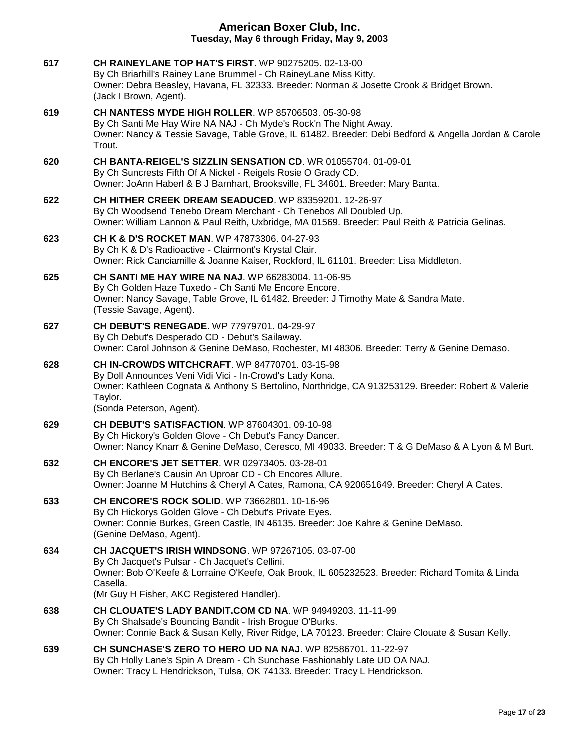**617** **CH RAINEYLANE TOP HAT'S FIRST**. WP 90275205. 02-13-00
By Ch Briarhill's Rainey Lane Brummel - Ch RaineyLane Miss Kitty.
Owner: Debra Beasley, Havana, FL 32333. Breeder: Norman & Josette Crook & Bridget Brown.
(Jack I Brown, Agent).

**619** **CH NANTESS MYDE HIGH ROLLER**. WP 85706503. 05-30-98
By Ch Santi Me Hay Wire NA NAJ - Ch Myde's Rock'n The Night Away.
Owner: Nancy & Tessie Savage, Table Grove, IL 61482. Breeder: Debi Bedford & Angella Jordan & Carole Trout.

**620** **CH BANTA-REIGEL'S SIZZLIN SENSATION CD**. WR 01055704. 01-09-01
By Ch Suncrests Fifth Of A Nickel - Reigels Rosie O Grady CD.
Owner: JoAnn Haberl & B J Barnhart, Brooksville, FL 34601. Breeder: Mary Banta.

**622** **CH HITHER CREEK DREAM SEADUCED**. WP 83359201. 12-26-97
By Ch Woodsend Tenebo Dream Merchant - Ch Tenebos All Doubled Up.
Owner: William Lannon & Paul Reith, Uxbridge, MA 01569. Breeder: Paul Reith & Patricia Gelinas.

**623** **CH K & D'S ROCKET MAN**. WP 47873306. 04-27-93
By Ch K & D's Radioactive - Clairmont's Krystal Clair.
Owner: Rick Canciamille & Joanne Kaiser, Rockford, IL 61101. Breeder: Lisa Middleton.

**625** **CH SANTI ME HAY WIRE NA NAJ**. WP 66283004. 11-06-95
By Ch Golden Haze Tuxedo - Ch Santi Me Encore Encore.
Owner: Nancy Savage, Table Grove, IL 61482. Breeder: J Timothy Mate & Sandra Mate.
(Tessie Savage, Agent).

**627** **CH DEBUT'S RENEGADE**. WP 77979701. 04-29-97
By Ch Debut's Desperado CD - Debut's Sailaway.
Owner: Carol Johnson & Genine DeMaso, Rochester, MI 48306. Breeder: Terry & Genine Demaso.

**628** **CH IN-CROWDS WITCHCRAFT**. WP 84770701. 03-15-98
By Doll Announces Veni Vidi Vici - In-Crowd's Lady Kona.
Owner: Kathleen Cognata & Anthony S Bertolino, Northridge, CA 913253129. Breeder: Robert & Valerie Taylor.
(Sonda Peterson, Agent).

**629** **CH DEBUT'S SATISFACTION**. WP 87604301. 09-10-98
By Ch Hickory's Golden Glove - Ch Debut's Fancy Dancer.
Owner: Nancy Knarr & Genine DeMaso, Ceresco, MI 49033. Breeder: T & G DeMaso & A Lyon & M Burt.

**632** **CH ENCORE'S JET SETTER**. WR 02973405. 03-28-01
By Ch Berlane's Causin An Uproar CD - Ch Encores Allure.
Owner: Joanne M Hutchins & Cheryl A Cates, Ramona, CA 920651649. Breeder: Cheryl A Cates.

**633** **CH ENCORE'S ROCK SOLID**. WP 73662801. 10-16-96
By Ch Hickorys Golden Glove - Ch Debut's Private Eyes.
Owner: Connie Burkes, Green Castle, IN 46135. Breeder: Joe Kahre & Genine DeMaso.
(Genine DeMaso, Agent).

**634** **CH JACQUET'S IRISH WINDSONG**. WP 97267105. 03-07-00
By Ch Jacquet's Pulsar - Ch Jacquet's Cellini.
Owner: Bob O'Keefe & Lorraine O'Keefe, Oak Brook, IL 605232523. Breeder: Richard Tomita & Linda Casella.
(Mr Guy H Fisher, AKC Registered Handler).

**638** **CH CLOUATE'S LADY BANDIT.COM CD NA**. WP 94949203. 11-11-99
By Ch Shalsade's Bouncing Bandit - Irish Brogue O'Burks.
Owner: Connie Back & Susan Kelly, River Ridge, LA 70123. Breeder: Claire Clouate & Susan Kelly.

**639** **CH SUNCHASE'S ZERO TO HERO UD NA NAJ**. WP 82586701. 11-22-97
By Ch Holly Lane's Spin A Dream - Ch Sunchase Fashionably Late UD OA NAJ.
Owner: Tracy L Hendrickson, Tulsa, OK 74133. Breeder: Tracy L Hendrickson.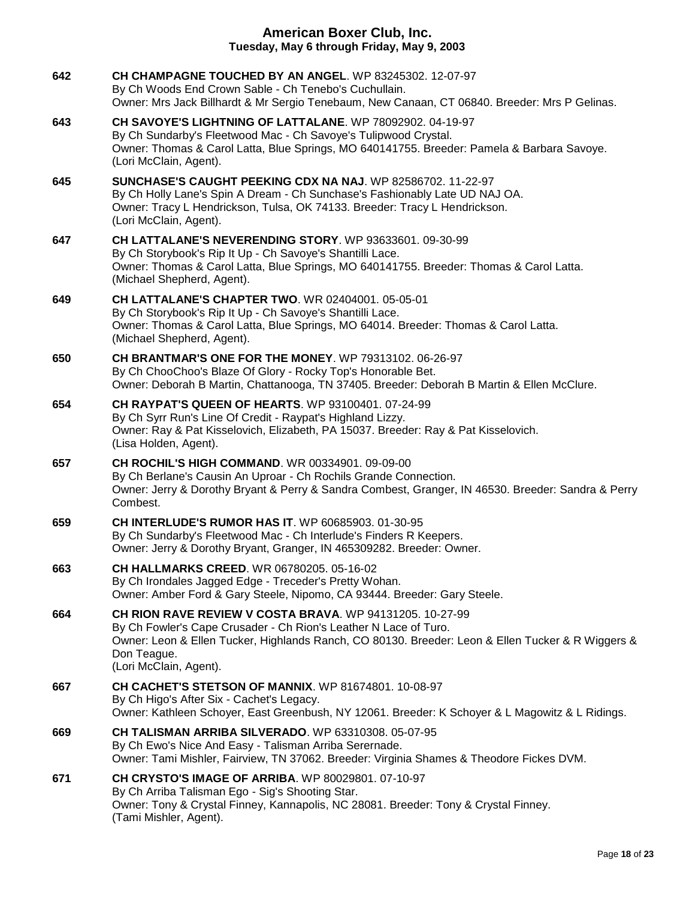**642** **CH CHAMPAGNE TOUCHED BY AN ANGEL**. WP 83245302. 12-07-97
By Ch Woods End Crown Sable - Ch Tenebo's Cuchullain.
Owner: Mrs Jack Billhardt & Mr Sergio Tenebaum, New Canaan, CT 06840. Breeder: Mrs P Gelinas.

**643** **CH SAVOYE'S LIGHTNING OF LATTALANE**. WP 78092902. 04-19-97
By Ch Sundarby's Fleetwood Mac - Ch Savoye's Tulipwood Crystal.
Owner: Thomas & Carol Latta, Blue Springs, MO 640141755. Breeder: Pamela & Barbara Savoye.
(Lori McClain, Agent).

**645** **SUNCHASE'S CAUGHT PEEKING CDX NA NAJ**. WP 82586702. 11-22-97
By Ch Holly Lane's Spin A Dream - Ch Sunchase's Fashionably Late UD NAJ OA.
Owner: Tracy L Hendrickson, Tulsa, OK 74133. Breeder: Tracy L Hendrickson.
(Lori McClain, Agent).

**647** **CH LATTALANE'S NEVERENDING STORY**. WP 93633601. 09-30-99
By Ch Storybook's Rip It Up - Ch Savoye's Shantilli Lace.
Owner: Thomas & Carol Latta, Blue Springs, MO 640141755. Breeder: Thomas & Carol Latta.
(Michael Shepherd, Agent).

**649** **CH LATTALANE'S CHAPTER TWO**. WR 02404001. 05-05-01
By Ch Storybook's Rip It Up - Ch Savoye's Shantilli Lace.
Owner: Thomas & Carol Latta, Blue Springs, MO 64014. Breeder: Thomas & Carol Latta.
(Michael Shepherd, Agent).

**650** **CH BRANTMAR'S ONE FOR THE MONEY**. WP 79313102. 06-26-97
By Ch ChooChoo's Blaze Of Glory - Rocky Top's Honorable Bet.
Owner: Deborah B Martin, Chattanooga, TN 37405. Breeder: Deborah B Martin & Ellen McClure.

**654** **CH RAYPAT'S QUEEN OF HEARTS**. WP 93100401. 07-24-99
By Ch Syrr Run's Line Of Credit - Raypat's Highland Lizzy.
Owner: Ray & Pat Kisselovich, Elizabeth, PA 15037. Breeder: Ray & Pat Kisselovich.
(Lisa Holden, Agent).

**657** **CH ROCHIL'S HIGH COMMAND**. WR 00334901. 09-09-00
By Ch Berlane's Causin An Uproar - Ch Rochils Grande Connection.
Owner: Jerry & Dorothy Bryant & Perry & Sandra Combest, Granger, IN 46530. Breeder: Sandra & Perry Combest.

**659** **CH INTERLUDE'S RUMOR HAS IT**. WP 60685903. 01-30-95
By Ch Sundarby's Fleetwood Mac - Ch Interlude's Finders R Keepers.
Owner: Jerry & Dorothy Bryant, Granger, IN 465309282. Breeder: Owner.

**663** **CH HALLMARKS CREED**. WR 06780205. 05-16-02
By Ch Irondales Jagged Edge - Treceder's Pretty Wohan.
Owner: Amber Ford & Gary Steele, Nipomo, CA 93444. Breeder: Gary Steele.

**664** **CH RION RAVE REVIEW V COSTA BRAVA**. WP 94131205. 10-27-99
By Ch Fowler's Cape Crusader - Ch Rion's Leather N Lace of Turo.
Owner: Leon & Ellen Tucker, Highlands Ranch, CO 80130. Breeder: Leon & Ellen Tucker & R Wiggers & Don Teague.
(Lori McClain, Agent).

**667** **CH CACHET'S STETSON OF MANNIX**. WP 81674801. 10-08-97
By Ch Higo's After Six - Cachet's Legacy.
Owner: Kathleen Schoyer, East Greenbush, NY 12061. Breeder: K Schoyer & L Magowitz & L Ridings.

**669** **CH TALISMAN ARRIBA SILVERADO**. WP 63310308. 05-07-95
By Ch Ewo's Nice And Easy - Talisman Arriba Serernade.
Owner: Tami Mishler, Fairview, TN 37062. Breeder: Virginia Shames & Theodore Fickes DVM.

**671** **CH CRYSTO'S IMAGE OF ARRIBA**. WP 80029801. 07-10-97
By Ch Arriba Talisman Ego - Sig's Shooting Star.
Owner: Tony & Crystal Finney, Kannapolis, NC 28081. Breeder: Tony & Crystal Finney.
(Tami Mishler, Agent).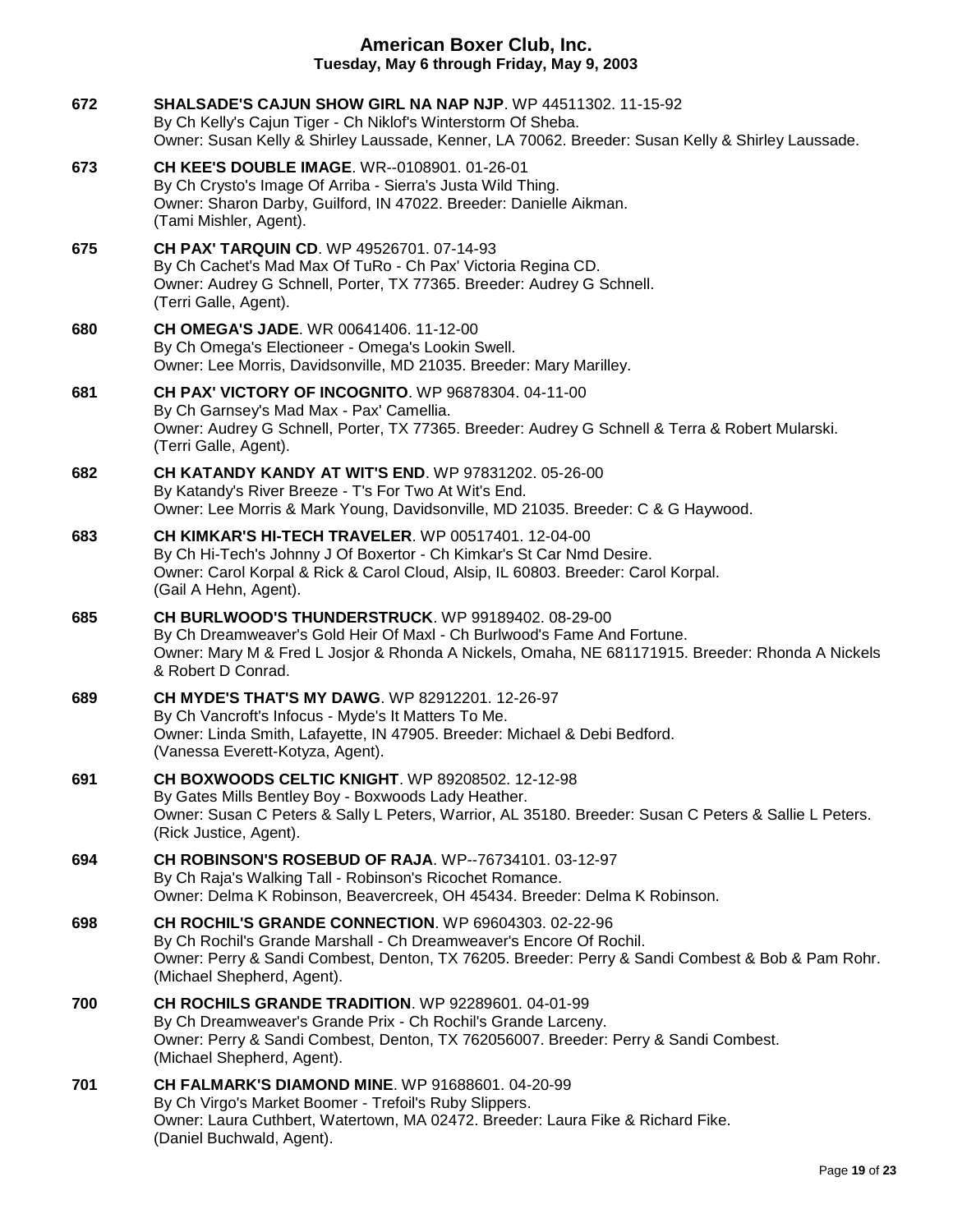**672** **SHALSADE'S CAJUN SHOW GIRL NA NAP NJP**. WP 44511302. 11-15-92
By Ch Kelly's Cajun Tiger - Ch Niklof's Winterstorm Of Sheba.
Owner: Susan Kelly & Shirley Laussade, Kenner, LA 70062. Breeder: Susan Kelly & Shirley Laussade.

**673** **CH KEE'S DOUBLE IMAGE**. WR--0108901. 01-26-01
By Ch Crysto's Image Of Arriba - Sierra's Justa Wild Thing.
Owner: Sharon Darby, Guilford, IN 47022. Breeder: Danielle Aikman.
(Tami Mishler, Agent).

**675** **CH PAX' TARQUIN CD**. WP 49526701. 07-14-93
By Ch Cachet's Mad Max Of TuRo - Ch Pax' Victoria Regina CD.
Owner: Audrey G Schnell, Porter, TX 77365. Breeder: Audrey G Schnell.
(Terri Galle, Agent).

**680** **CH OMEGA'S JADE**. WR 00641406. 11-12-00
By Ch Omega's Electioneer - Omega's Lookin Swell.
Owner: Lee Morris, Davidsonville, MD 21035. Breeder: Mary Marilley.

**681** **CH PAX' VICTORY OF INCOGNITO**. WP 96878304. 04-11-00
By Ch Garnsey's Mad Max - Pax' Camellia.
Owner: Audrey G Schnell, Porter, TX 77365. Breeder: Audrey G Schnell & Terra & Robert Mularski.
(Terri Galle, Agent).

**682** **CH KATANDY KANDY AT WIT'S END**. WP 97831202. 05-26-00
By Katandy's River Breeze - T's For Two At Wit's End.
Owner: Lee Morris & Mark Young, Davidsonville, MD 21035. Breeder: C & G Haywood.

**683** **CH KIMKAR'S HI-TECH TRAVELER**. WP 00517401. 12-04-00
By Ch Hi-Tech's Johnny J Of Boxertor - Ch Kimkar's St Car Nmd Desire.
Owner: Carol Korpal & Rick & Carol Cloud, Alsip, IL 60803. Breeder: Carol Korpal.
(Gail A Hehn, Agent).

**685** **CH BURLWOOD'S THUNDERSTRUCK**. WP 99189402. 08-29-00
By Ch Dreamweaver's Gold Heir Of Maxl - Ch Burlwood's Fame And Fortune.
Owner: Mary M & Fred L Josjor & Rhonda A Nickels, Omaha, NE 681171915. Breeder: Rhonda A Nickels & Robert D Conrad.

**689** **CH MYDE'S THAT'S MY DAWG**. WP 82912201. 12-26-97
By Ch Vancroft's Infocus - Myde's It Matters To Me.
Owner: Linda Smith, Lafayette, IN 47905. Breeder: Michael & Debi Bedford.
(Vanessa Everett-Kotyza, Agent).

**691** **CH BOXWOODS CELTIC KNIGHT**. WP 89208502. 12-12-98
By Gates Mills Bentley Boy - Boxwoods Lady Heather.
Owner: Susan C Peters & Sally L Peters, Warrior, AL 35180. Breeder: Susan C Peters & Sallie L Peters.
(Rick Justice, Agent).

**694** **CH ROBINSON'S ROSEBUD OF RAJA**. WP--76734101. 03-12-97
By Ch Raja's Walking Tall - Robinson's Ricochet Romance.
Owner: Delma K Robinson, Beavercreek, OH 45434. Breeder: Delma K Robinson.

**698** **CH ROCHIL'S GRANDE CONNECTION**. WP 69604303. 02-22-96
By Ch Rochil's Grande Marshall - Ch Dreamweaver's Encore Of Rochil.
Owner: Perry & Sandi Combest, Denton, TX 76205. Breeder: Perry & Sandi Combest & Bob & Pam Rohr.
(Michael Shepherd, Agent).

**700** **CH ROCHILS GRANDE TRADITION**. WP 92289601. 04-01-99
By Ch Dreamweaver's Grande Prix - Ch Rochil's Grande Larceny.
Owner: Perry & Sandi Combest, Denton, TX 762056007. Breeder: Perry & Sandi Combest.
(Michael Shepherd, Agent).

**701** **CH FALMARK'S DIAMOND MINE**. WP 91688601. 04-20-99
By Ch Virgo's Market Boomer - Trefoil's Ruby Slippers.
Owner: Laura Cuthbert, Watertown, MA 02472. Breeder: Laura Fike & Richard Fike.
(Daniel Buchwald, Agent).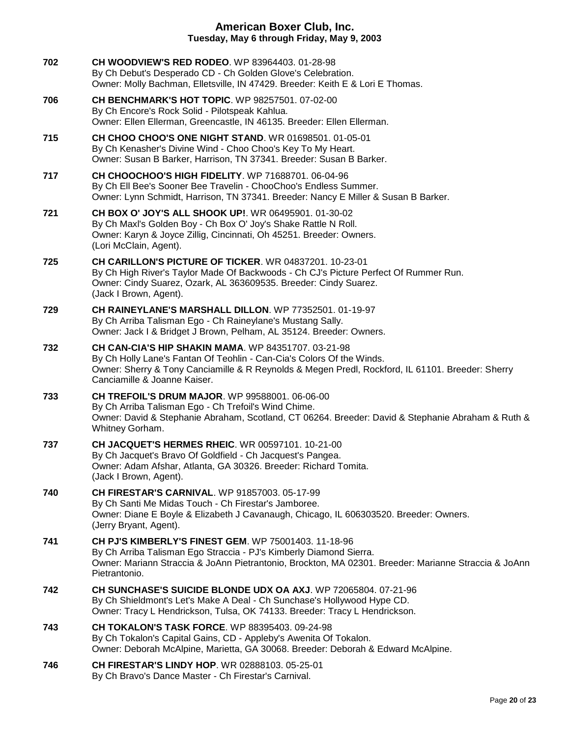**702** **CH WOODVIEW'S RED RODEO**. WP 83964403. 01-28-98
By Ch Debut's Desperado CD - Ch Golden Glove's Celebration.
Owner: Molly Bachman, Elletsville, IN 47429. Breeder: Keith E & Lori E Thomas.

**706** **CH BENCHMARK'S HOT TOPIC**. WP 98257501. 07-02-00
By Ch Encore's Rock Solid - Pilotspeak Kahlua.
Owner: Ellen Ellerman, Greencastle, IN 46135. Breeder: Ellen Ellerman.

**715** **CH CHOO CHOO'S ONE NIGHT STAND**. WR 01698501. 01-05-01
By Ch Kenasher's Divine Wind - Choo Choo's Key To My Heart.
Owner: Susan B Barker, Harrison, TN 37341. Breeder: Susan B Barker.

**717** **CH CHOOCHOO'S HIGH FIDELITY**. WP 71688701. 06-04-96
By Ch Ell Bee's Sooner Bee Travelin - ChooChoo's Endless Summer.
Owner: Lynn Schmidt, Harrison, TN 37341. Breeder: Nancy E Miller & Susan B Barker.

**721** **CH BOX O' JOY'S ALL SHOOK UP!**. WR 06495901. 01-30-02
By Ch Maxl's Golden Boy - Ch Box O' Joy's Shake Rattle N Roll.
Owner: Karyn & Joyce Zillig, Cincinnati, Oh 45251. Breeder: Owners.
(Lori McClain, Agent).

**725** **CH CARILLON'S PICTURE OF TICKER**. WR 04837201. 10-23-01
By Ch High River's Taylor Made Of Backwoods - Ch CJ's Picture Perfect Of Rummer Run.
Owner: Cindy Suarez, Ozark, AL 363609535. Breeder: Cindy Suarez.
(Jack I Brown, Agent).

**729** **CH RAINEYLANE'S MARSHALL DILLON**. WP 77352501. 01-19-97
By Ch Arriba Talisman Ego - Ch Raineylane's Mustang Sally.
Owner: Jack I & Bridget J Brown, Pelham, AL 35124. Breeder: Owners.

**732** **CH CAN-CIA'S HIP SHAKIN MAMA**. WP 84351707. 03-21-98
By Ch Holly Lane's Fantan Of Teohlin - Can-Cia's Colors Of the Winds.
Owner: Sherry & Tony Canciamille & R Reynolds & Megen Predl, Rockford, IL 61101. Breeder: Sherry Canciamille & Joanne Kaiser.

**733** **CH TREFOIL'S DRUM MAJOR**. WP 99588001. 06-06-00
By Ch Arriba Talisman Ego - Ch Trefoil's Wind Chime.
Owner: David & Stephanie Abraham, Scotland, CT 06264. Breeder: David & Stephanie Abraham & Ruth & Whitney Gorham.

**737** **CH JACQUET'S HERMES RHEIC**. WR 00597101. 10-21-00
By Ch Jacquet's Bravo Of Goldfield - Ch Jacquest's Pangea.
Owner: Adam Afshar, Atlanta, GA 30326. Breeder: Richard Tomita.
(Jack I Brown, Agent).

**740** **CH FIRESTAR'S CARNIVAL**. WP 91857003. 05-17-99
By Ch Santi Me Midas Touch - Ch Firestar's Jamboree.
Owner: Diane E Boyle & Elizabeth J Cavanaugh, Chicago, IL 606303520. Breeder: Owners.
(Jerry Bryant, Agent).

**741** **CH PJ'S KIMBERLY'S FINEST GEM**. WP 75001403. 11-18-96
By Ch Arriba Talisman Ego Straccia - PJ's Kimberly Diamond Sierra.
Owner: Mariann Straccia & JoAnn Pietrantonio, Brockton, MA 02301. Breeder: Marianne Straccia & JoAnn Pietrantonio.

**742** **CH SUNCHASE'S SUICIDE BLONDE UDX OA AXJ**. WP 72065804. 07-21-96
By Ch Shieldmont's Let's Make A Deal - Ch Sunchase's Hollywood Hype CD.
Owner: Tracy L Hendrickson, Tulsa, OK 74133. Breeder: Tracy L Hendrickson.

**743** **CH TOKALON'S TASK FORCE**. WP 88395403. 09-24-98
By Ch Tokalon's Capital Gains, CD - Appleby's Awenita Of Tokalon.
Owner: Deborah McAlpine, Marietta, GA 30068. Breeder: Deborah & Edward McAlpine.

**746** **CH FIRESTAR'S LINDY HOP**. WR 02888103. 05-25-01
By Ch Bravo's Dance Master - Ch Firestar's Carnival.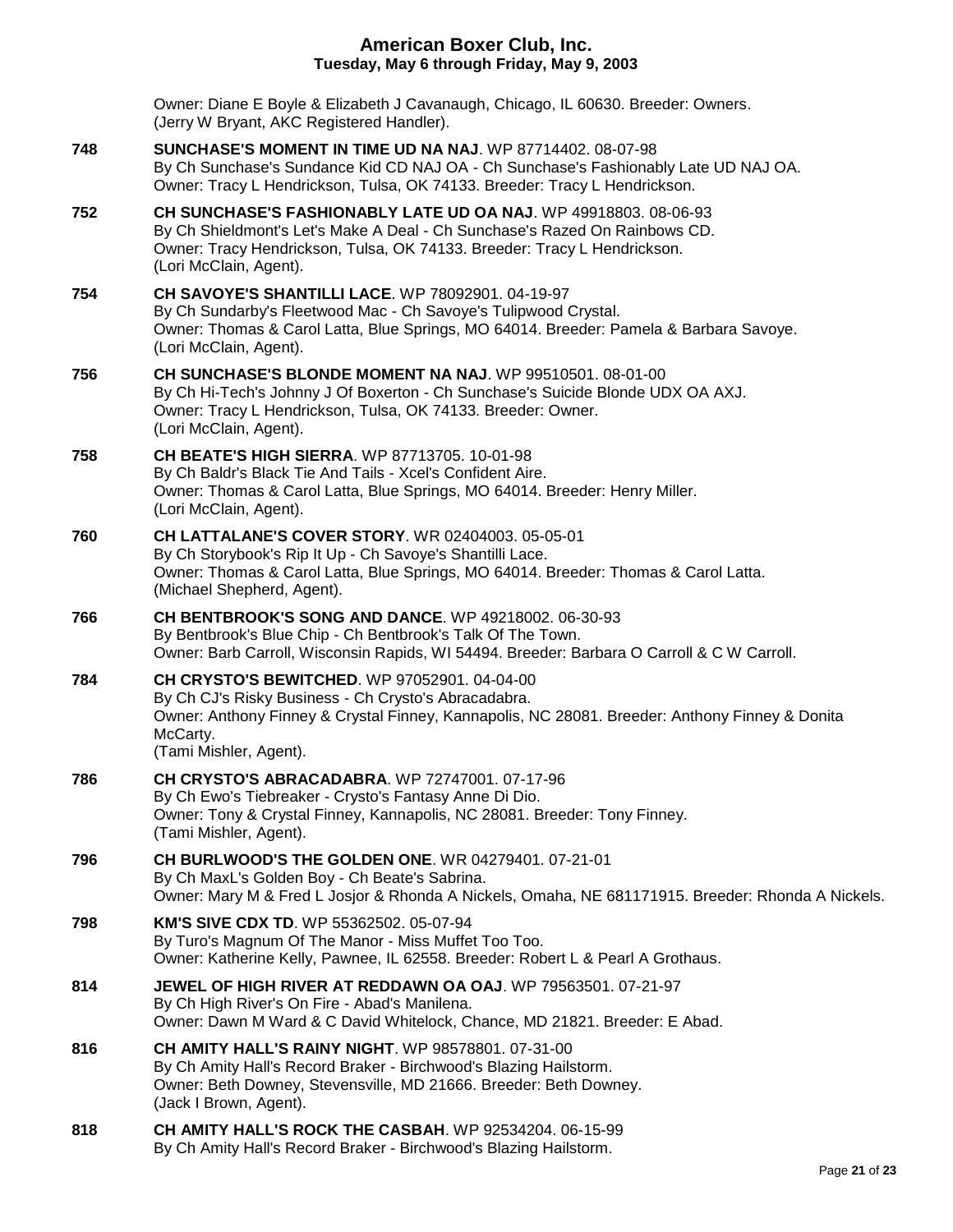Owner: Diane E Boyle & Elizabeth J Cavanaugh, Chicago, IL 60630. Breeder: Owners.
(Jerry W Bryant, AKC Registered Handler).

**748** **SUNCHASE'S MOMENT IN TIME UD NA NAJ**. WP 87714402. 08-07-98
By Ch Sunchase's Sundance Kid CD NAJ OA - Ch Sunchase's Fashionably Late UD NAJ OA.
Owner: Tracy L Hendrickson, Tulsa, OK 74133. Breeder: Tracy L Hendrickson.

**752** **CH SUNCHASE'S FASHIONABLY LATE UD OA NAJ**. WP 49918803. 08-06-93
By Ch Shieldmont's Let's Make A Deal - Ch Sunchase's Razed On Rainbows CD.
Owner: Tracy Hendrickson, Tulsa, OK 74133. Breeder: Tracy L Hendrickson.
(Lori McClain, Agent).

**754** **CH SAVOYE'S SHANTILLI LACE**. WP 78092901. 04-19-97
By Ch Sundarby's Fleetwood Mac - Ch Savoye's Tulipwood Crystal.
Owner: Thomas & Carol Latta, Blue Springs, MO 64014. Breeder: Pamela & Barbara Savoye.
(Lori McClain, Agent).

**756** **CH SUNCHASE'S BLONDE MOMENT NA NAJ**. WP 99510501. 08-01-00
By Ch Hi-Tech's Johnny J Of Boxerton - Ch Sunchase's Suicide Blonde UDX OA AXJ.
Owner: Tracy L Hendrickson, Tulsa, OK 74133. Breeder: Owner.
(Lori McClain, Agent).

**758** **CH BEATE'S HIGH SIERRA**. WP 87713705. 10-01-98
By Ch Baldr's Black Tie And Tails - Xcel's Confident Aire.
Owner: Thomas & Carol Latta, Blue Springs, MO 64014. Breeder: Henry Miller.
(Lori McClain, Agent).

**760** **CH LATTALANE'S COVER STORY**. WR 02404003. 05-05-01
By Ch Storybook's Rip It Up - Ch Savoye's Shantilli Lace.
Owner: Thomas & Carol Latta, Blue Springs, MO 64014. Breeder: Thomas & Carol Latta.
(Michael Shepherd, Agent).

**766** **CH BENTBROOK'S SONG AND DANCE**. WP 49218002. 06-30-93
By Bentbrook's Blue Chip - Ch Bentbrook's Talk Of The Town.
Owner: Barb Carroll, Wisconsin Rapids, WI 54494. Breeder: Barbara O Carroll & C W Carroll.

**784** **CH CRYSTO'S BEWITCHED**. WP 97052901. 04-04-00
By Ch CJ's Risky Business - Ch Crysto's Abracadabra.
Owner: Anthony Finney & Crystal Finney, Kannapolis, NC 28081. Breeder: Anthony Finney & Donita McCarty.
(Tami Mishler, Agent).

**786** **CH CRYSTO'S ABRACADABRA**. WP 72747001. 07-17-96
By Ch Ewo's Tiebreaker - Crysto's Fantasy Anne Di Dio.
Owner: Tony & Crystal Finney, Kannapolis, NC 28081. Breeder: Tony Finney.
(Tami Mishler, Agent).

**796** **CH BURLWOOD'S THE GOLDEN ONE**. WR 04279401. 07-21-01
By Ch MaxL's Golden Boy - Ch Beate's Sabrina.
Owner: Mary M & Fred L Josjor & Rhonda A Nickels, Omaha, NE 681171915. Breeder: Rhonda A Nickels.

**798** **KM'S SIVE CDX TD**. WP 55362502. 05-07-94
By Turo's Magnum Of The Manor - Miss Muffet Too Too.
Owner: Katherine Kelly, Pawnee, IL 62558. Breeder: Robert L & Pearl A Grothaus.

**814** **JEWEL OF HIGH RIVER AT REDDAWN OA OAJ**. WP 79563501. 07-21-97
By Ch High River's On Fire - Abad's Manilena.
Owner: Dawn M Ward & C David Whitelock, Chance, MD 21821. Breeder: E Abad.

**816** **CH AMITY HALL'S RAINY NIGHT**. WP 98578801. 07-31-00
By Ch Amity Hall's Record Braker - Birchwood's Blazing Hailstorm.
Owner: Beth Downey, Stevensville, MD 21666. Breeder: Beth Downey.
(Jack I Brown, Agent).

**818** **CH AMITY HALL'S ROCK THE CASBAH**. WP 92534204. 06-15-99
By Ch Amity Hall's Record Braker - Birchwood's Blazing Hailstorm.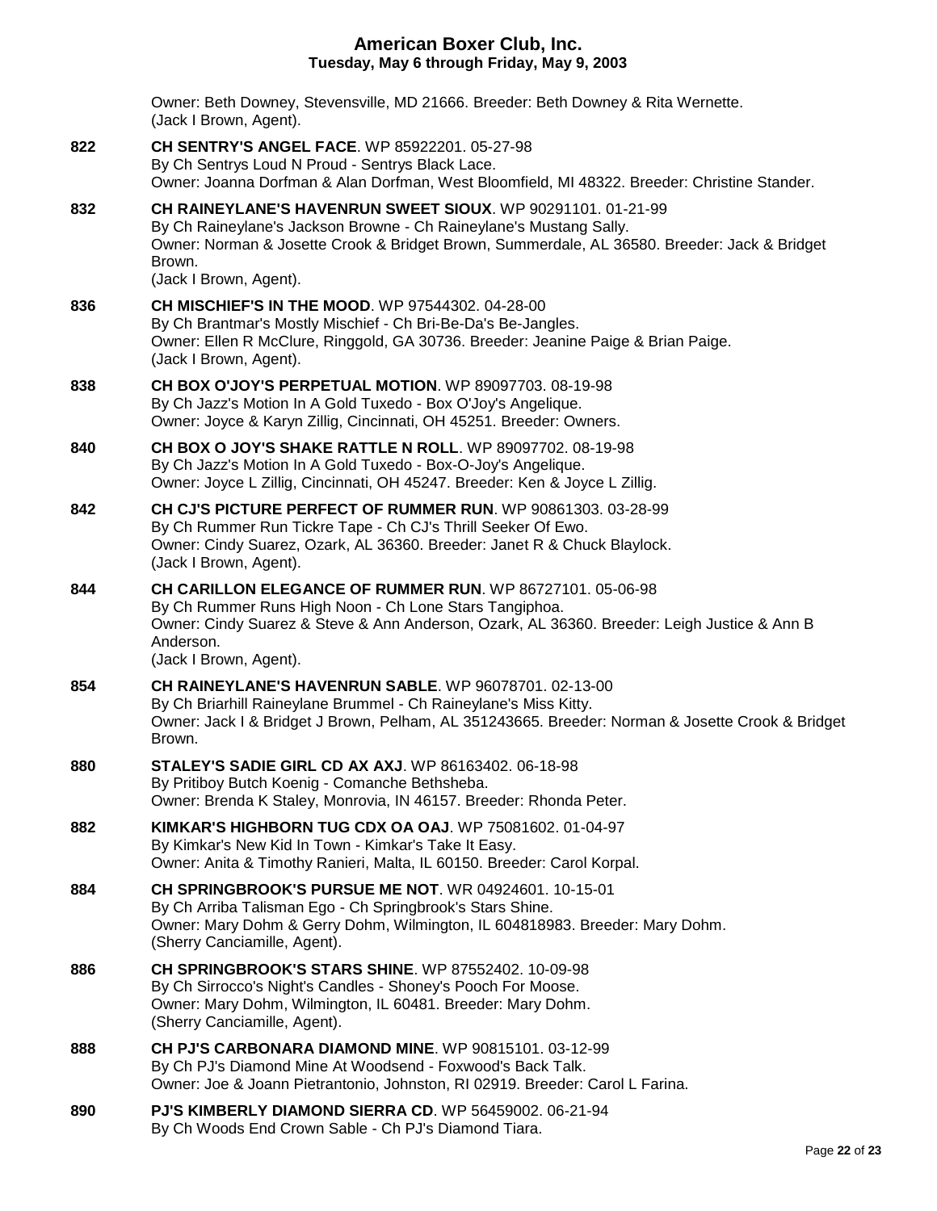Owner: Beth Downey, Stevensville, MD 21666. Breeder: Beth Downey & Rita Wernette.
(Jack I Brown, Agent).

**822** **CH SENTRY'S ANGEL FACE**. WP 85922201. 05-27-98
By Ch Sentrys Loud N Proud - Sentrys Black Lace.
Owner: Joanna Dorfman & Alan Dorfman, West Bloomfield, MI 48322. Breeder: Christine Stander.

**832** **CH RAINEYLANE'S HAVENRUN SWEET SIOUX**. WP 90291101. 01-21-99
By Ch Raineylane's Jackson Browne - Ch Raineylane's Mustang Sally.
Owner: Norman & Josette Crook & Bridget Brown, Summerdale, AL 36580. Breeder: Jack & Bridget Brown.
(Jack I Brown, Agent).

**836** **CH MISCHIEF'S IN THE MOOD**. WP 97544302. 04-28-00
By Ch Brantmar's Mostly Mischief - Ch Bri-Be-Da's Be-Jangles.
Owner: Ellen R McClure, Ringgold, GA 30736. Breeder: Jeanine Paige & Brian Paige.
(Jack I Brown, Agent).

**838** **CH BOX O'JOY'S PERPETUAL MOTION**. WP 89097703. 08-19-98
By Ch Jazz's Motion In A Gold Tuxedo - Box O'Joy's Angelique.
Owner: Joyce & Karyn Zillig, Cincinnati, OH 45251. Breeder: Owners.

**840** **CH BOX O JOY'S SHAKE RATTLE N ROLL**. WP 89097702. 08-19-98
By Ch Jazz's Motion In A Gold Tuxedo - Box-O-Joy's Angelique.
Owner: Joyce L Zillig, Cincinnati, OH 45247. Breeder: Ken & Joyce L Zillig.

**842** **CH CJ'S PICTURE PERFECT OF RUMMER RUN**. WP 90861303. 03-28-99
By Ch Rummer Run Tickre Tape - Ch CJ's Thrill Seeker Of Ewo.
Owner: Cindy Suarez, Ozark, AL 36360. Breeder: Janet R & Chuck Blaylock.
(Jack I Brown, Agent).

**844** **CH CARILLON ELEGANCE OF RUMMER RUN**. WP 86727101. 05-06-98
By Ch Rummer Runs High Noon - Ch Lone Stars Tangiphoa.
Owner: Cindy Suarez & Steve & Ann Anderson, Ozark, AL 36360. Breeder: Leigh Justice & Ann B Anderson.
(Jack I Brown, Agent).

**854** **CH RAINEYLANE'S HAVENRUN SABLE**. WP 96078701. 02-13-00
By Ch Briarhill Raineylane Brummel - Ch Raineylane's Miss Kitty.
Owner: Jack I & Bridget J Brown, Pelham, AL 351243665. Breeder: Norman & Josette Crook & Bridget Brown.

**880** **STALEY'S SADIE GIRL CD AX AXJ**. WP 86163402. 06-18-98
By Pritiboy Butch Koenig - Comanche Bethsheba.
Owner: Brenda K Staley, Monrovia, IN 46157. Breeder: Rhonda Peter.

**882** **KIMKAR'S HIGHBORN TUG CDX OA OAJ**. WP 75081602. 01-04-97
By Kimkar's New Kid In Town - Kimkar's Take It Easy.
Owner: Anita & Timothy Ranieri, Malta, IL 60150. Breeder: Carol Korpal.

**884** **CH SPRINGBROOK'S PURSUE ME NOT**. WR 04924601. 10-15-01
By Ch Arriba Talisman Ego - Ch Springbrook's Stars Shine.
Owner: Mary Dohm & Gerry Dohm, Wilmington, IL 604818983. Breeder: Mary Dohm.
(Sherry Canciamille, Agent).

**886** **CH SPRINGBROOK'S STARS SHINE**. WP 87552402. 10-09-98
By Ch Sirrocco's Night's Candles - Shoney's Pooch For Moose.
Owner: Mary Dohm, Wilmington, IL 60481. Breeder: Mary Dohm.
(Sherry Canciamille, Agent).

**888** **CH PJ'S CARBONARA DIAMOND MINE**. WP 90815101. 03-12-99
By Ch PJ's Diamond Mine At Woodsend - Foxwood's Back Talk.
Owner: Joe & Joann Pietrantonio, Johnston, RI 02919. Breeder: Carol L Farina.

**890** **PJ'S KIMBERLY DIAMOND SIERRA CD**. WP 56459002. 06-21-94
By Ch Woods End Crown Sable - Ch PJ's Diamond Tiara.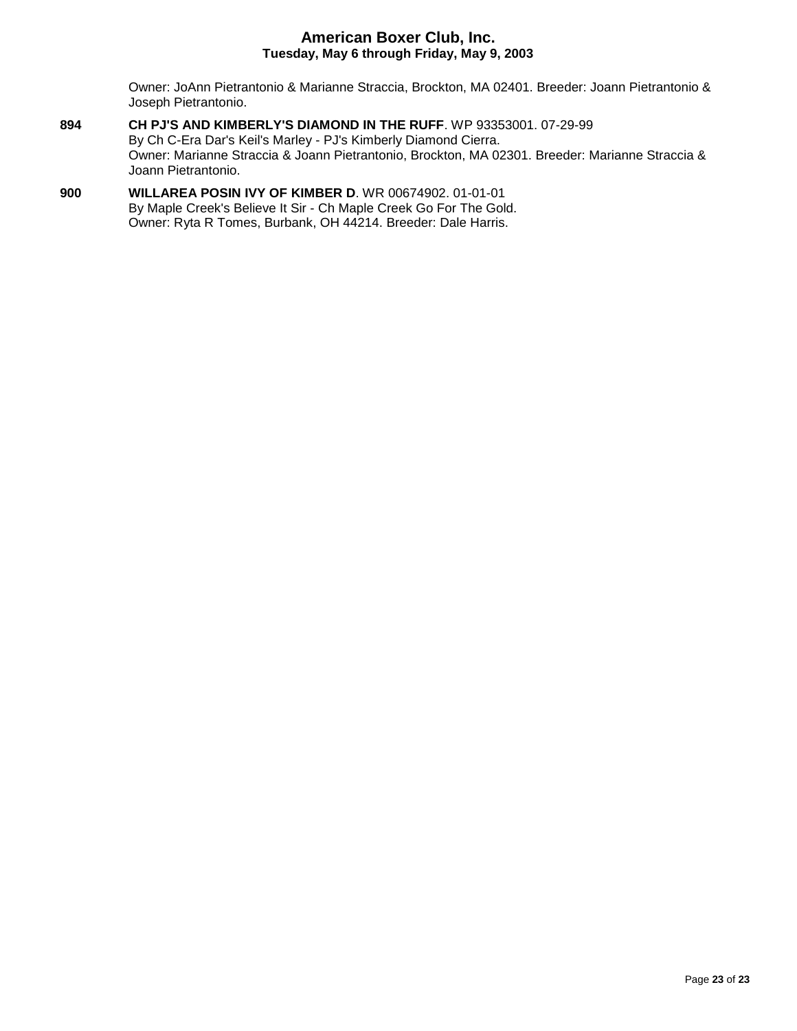Owner: JoAnn Pietrantonio & Marianne Straccia, Brockton, MA 02401. Breeder: Joann Pietrantonio & Joseph Pietrantonio.

**894** **CH PJ'S AND KIMBERLY'S DIAMOND IN THE RUFF**. WP 93353001. 07-29-99
By Ch C-Era Dar's Keil's Marley - PJ's Kimberly Diamond Cierra.
Owner: Marianne Straccia & Joann Pietrantonio, Brockton, MA 02301. Breeder: Marianne Straccia & Joann Pietrantonio.

**900** **WILLAREA POSIN IVY OF KIMBER D**. WR 00674902. 01-01-01
By Maple Creek's Believe It Sir - Ch Maple Creek Go For The Gold.
Owner: Ryta R Tomes, Burbank, OH 44214. Breeder: Dale Harris.